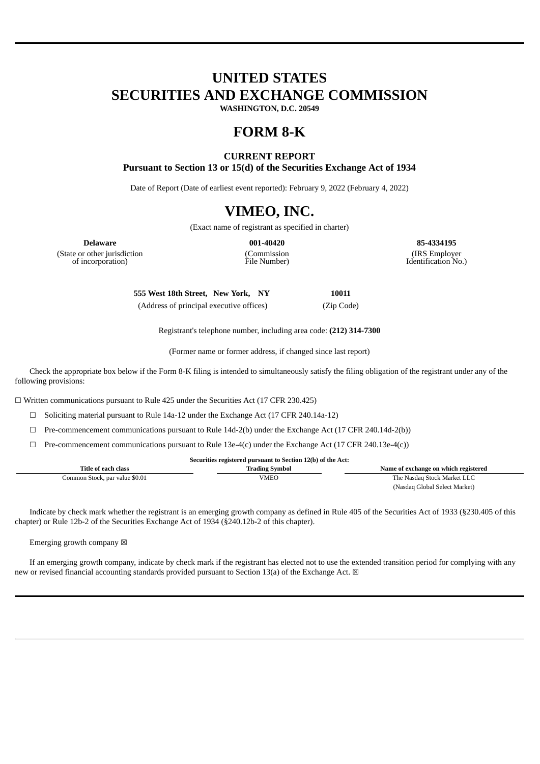# UNITED STATES
# SECURITIES AND EXCHANGE COMMISSION

**WASHINGTON, D.C. 20549**

# FORM 8-K

**CURRENT REPORT**
**Pursuant to Section 13 or 15(d) of the Securities Exchange Act of 1934**

Date of Report (Date of earliest event reported): February 9, 2022 (February 4, 2022)

# VIMEO, INC.

(Exact name of registrant as specified in charter)

| **Delaware** | **001-40420** | **85-4334195** |
|---|---|---|
| (State or other jurisdiction of incorporation) | (Commission File Number) | (IRS Employer Identification No.) |

| **555 West 18th Street, New York, NY** | **10011** |
|---|---|
| (Address of principal executive offices) | (Zip Code) |

Registrant's telephone number, including area code: **(212) 314-7300**

(Former name or former address, if changed since last report)

Check the appropriate box below if the Form 8-K filing is intended to simultaneously satisfy the filing obligation of the registrant under any of the following provisions:

☐ Written communications pursuant to Rule 425 under the Securities Act (17 CFR 230.425)

☐ Soliciting material pursuant to Rule 14a-12 under the Exchange Act (17 CFR 240.14a-12)

☐ Pre-commencement communications pursuant to Rule 14d-2(b) under the Exchange Act (17 CFR 240.14d-2(b))

☐ Pre-commencement communications pursuant to Rule 13e-4(c) under the Exchange Act (17 CFR 240.13e-4(c))

**Securities registered pursuant to Section 12(b) of the Act:**

| Title of each class | Trading Symbol | Name of exchange on which registered |
|---|---|---|
| Common Stock, par value $0.01 | VMEO | The Nasdaq Stock Market LLC (Nasdaq Global Select Market) |

Indicate by check mark whether the registrant is an emerging growth company as defined in Rule 405 of the Securities Act of 1933 (§230.405 of this chapter) or Rule 12b-2 of the Securities Exchange Act of 1934 (§240.12b-2 of this chapter).

Emerging growth company ☒

If an emerging growth company, indicate by check mark if the registrant has elected not to use the extended transition period for complying with any new or revised financial accounting standards provided pursuant to Section 13(a) of the Exchange Act. ☒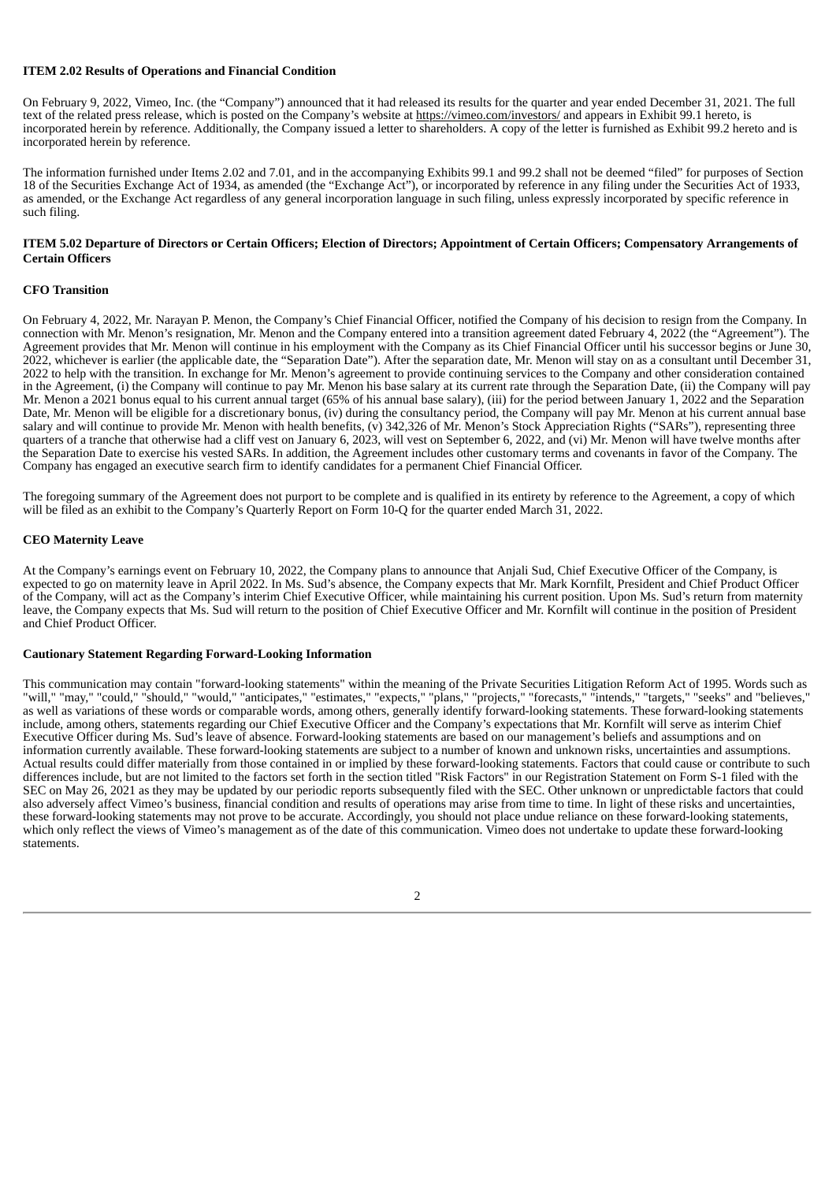**ITEM 2.02 Results of Operations and Financial Condition**

On February 9, 2022, Vimeo, Inc. (the "Company") announced that it had released its results for the quarter and year ended December 31, 2021. The full text of the related press release, which is posted on the Company's website at https://vimeo.com/investors/ and appears in Exhibit 99.1 hereto, is incorporated herein by reference. Additionally, the Company issued a letter to shareholders. A copy of the letter is furnished as Exhibit 99.2 hereto and is incorporated herein by reference.

The information furnished under Items 2.02 and 7.01, and in the accompanying Exhibits 99.1 and 99.2 shall not be deemed "filed" for purposes of Section 18 of the Securities Exchange Act of 1934, as amended (the "Exchange Act"), or incorporated by reference in any filing under the Securities Act of 1933, as amended, or the Exchange Act regardless of any general incorporation language in such filing, unless expressly incorporated by specific reference in such filing.

**ITEM 5.02 Departure of Directors or Certain Officers; Election of Directors; Appointment of Certain Officers; Compensatory Arrangements of Certain Officers**

**CFO Transition**

On February 4, 2022, Mr. Narayan P. Menon, the Company's Chief Financial Officer, notified the Company of his decision to resign from the Company. In connection with Mr. Menon's resignation, Mr. Menon and the Company entered into a transition agreement dated February 4, 2022 (the "Agreement"). The Agreement provides that Mr. Menon will continue in his employment with the Company as its Chief Financial Officer until his successor begins or June 30, 2022, whichever is earlier (the applicable date, the "Separation Date"). After the separation date, Mr. Menon will stay on as a consultant until December 31, 2022 to help with the transition. In exchange for Mr. Menon's agreement to provide continuing services to the Company and other consideration contained in the Agreement, (i) the Company will continue to pay Mr. Menon his base salary at its current rate through the Separation Date, (ii) the Company will pay Mr. Menon a 2021 bonus equal to his current annual target (65% of his annual base salary), (iii) for the period between January 1, 2022 and the Separation Date, Mr. Menon will be eligible for a discretionary bonus, (iv) during the consultancy period, the Company will pay Mr. Menon at his current annual base salary and will continue to provide Mr. Menon with health benefits, (v) 342,326 of Mr. Menon's Stock Appreciation Rights ("SARs"), representing three quarters of a tranche that otherwise had a cliff vest on January 6, 2023, will vest on September 6, 2022, and (vi) Mr. Menon will have twelve months after the Separation Date to exercise his vested SARs. In addition, the Agreement includes other customary terms and covenants in favor of the Company. The Company has engaged an executive search firm to identify candidates for a permanent Chief Financial Officer.

The foregoing summary of the Agreement does not purport to be complete and is qualified in its entirety by reference to the Agreement, a copy of which will be filed as an exhibit to the Company's Quarterly Report on Form 10-Q for the quarter ended March 31, 2022.

**CEO Maternity Leave**

At the Company's earnings event on February 10, 2022, the Company plans to announce that Anjali Sud, Chief Executive Officer of the Company, is expected to go on maternity leave in April 2022. In Ms. Sud's absence, the Company expects that Mr. Mark Kornfilt, President and Chief Product Officer of the Company, will act as the Company's interim Chief Executive Officer, while maintaining his current position. Upon Ms. Sud's return from maternity leave, the Company expects that Ms. Sud will return to the position of Chief Executive Officer and Mr. Kornfilt will continue in the position of President and Chief Product Officer.

**Cautionary Statement Regarding Forward-Looking Information**

This communication may contain "forward-looking statements" within the meaning of the Private Securities Litigation Reform Act of 1995. Words such as "will," "may," "could," "should," "would," "anticipates," "estimates," "expects," "plans," "projects," "forecasts," "intends," "targets," "seeks" and "believes," as well as variations of these words or comparable words, among others, generally identify forward-looking statements. These forward-looking statements include, among others, statements regarding our Chief Executive Officer and the Company's expectations that Mr. Kornfilt will serve as interim Chief Executive Officer during Ms. Sud's leave of absence. Forward-looking statements are based on our management's beliefs and assumptions and on information currently available. These forward-looking statements are subject to a number of known and unknown risks, uncertainties and assumptions. Actual results could differ materially from those contained in or implied by these forward-looking statements. Factors that could cause or contribute to such differences include, but are not limited to the factors set forth in the section titled "Risk Factors" in our Registration Statement on Form S-1 filed with the SEC on May 26, 2021 as they may be updated by our periodic reports subsequently filed with the SEC. Other unknown or unpredictable factors that could also adversely affect Vimeo's business, financial condition and results of operations may arise from time to time. In light of these risks and uncertainties, these forward-looking statements may not prove to be accurate. Accordingly, you should not place undue reliance on these forward-looking statements, which only reflect the views of Vimeo's management as of the date of this communication. Vimeo does not undertake to update these forward-looking statements.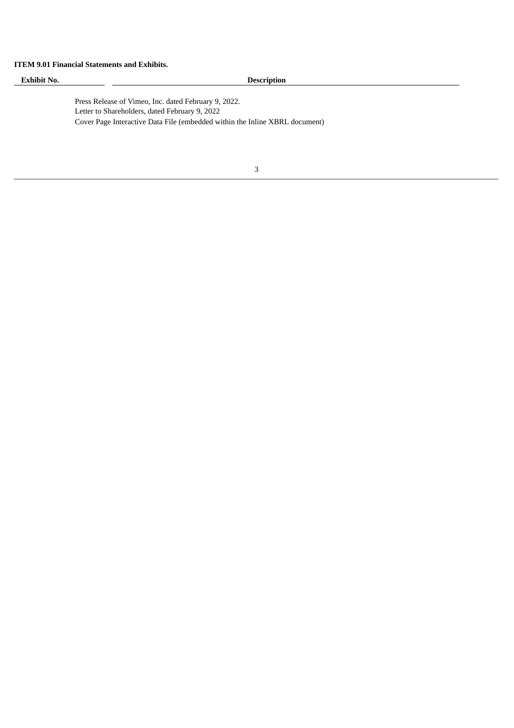**ITEM 9.01 Financial Statements and Exhibits.**

| Exhibit No. | Description |
| --- | --- |
| | Press Release of Vimeo, Inc. dated February 9, 2022. |
| | Letter to Shareholders, dated February 9, 2022 |
| | Cover Page Interactive Data File (embedded within the Inline XBRL document) |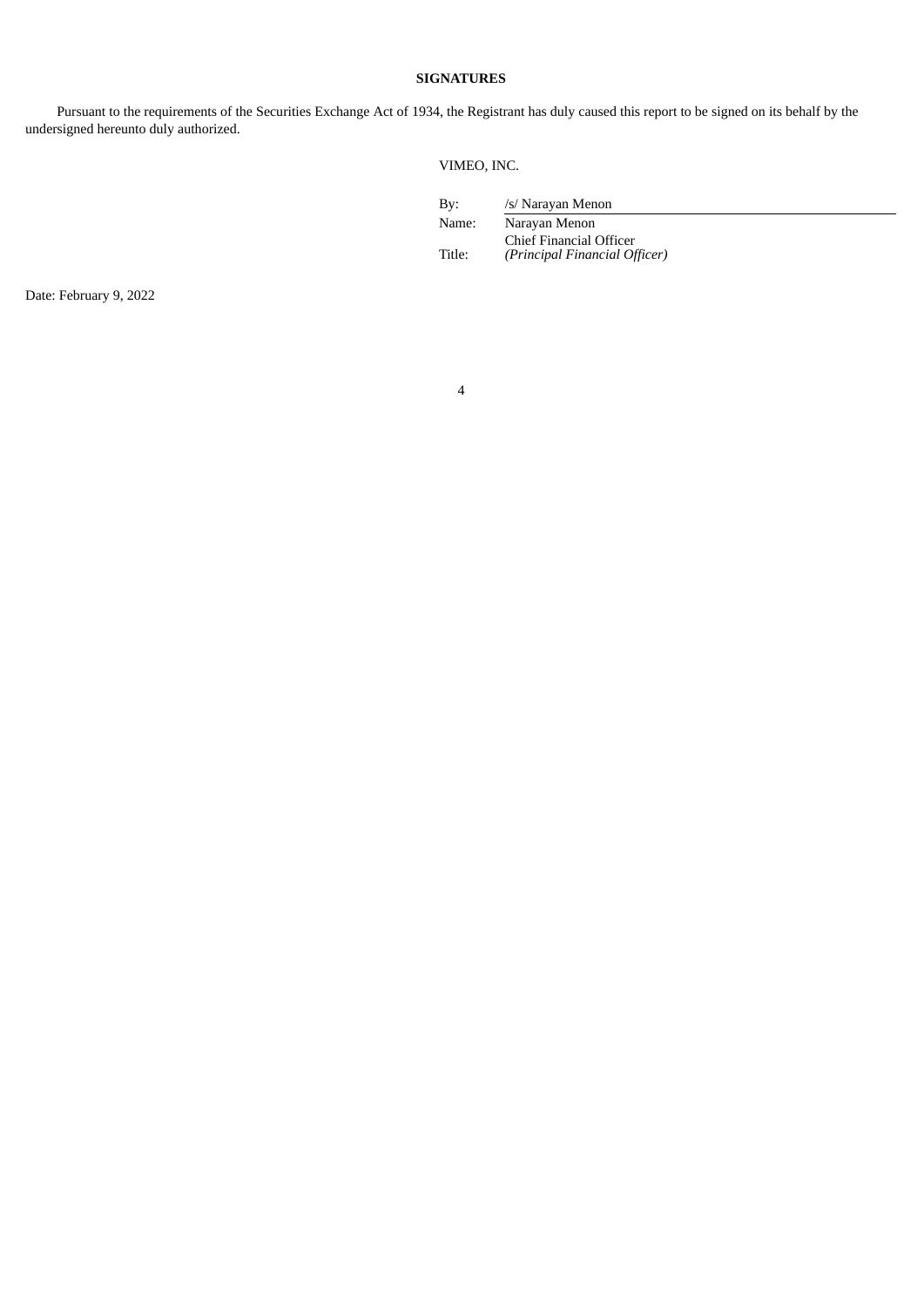**SIGNATURES**

Pursuant to the requirements of the Securities Exchange Act of 1934, the Registrant has duly caused this report to be signed on its behalf by the undersigned hereunto duly authorized.

VIMEO, INC.

| | |
|---|---|
| By: | /s/ Narayan Menon |
| Name: | Narayan Menon |
| Title: | Chief Financial Officer *(Principal Financial Officer)* |

Date: February 9, 2022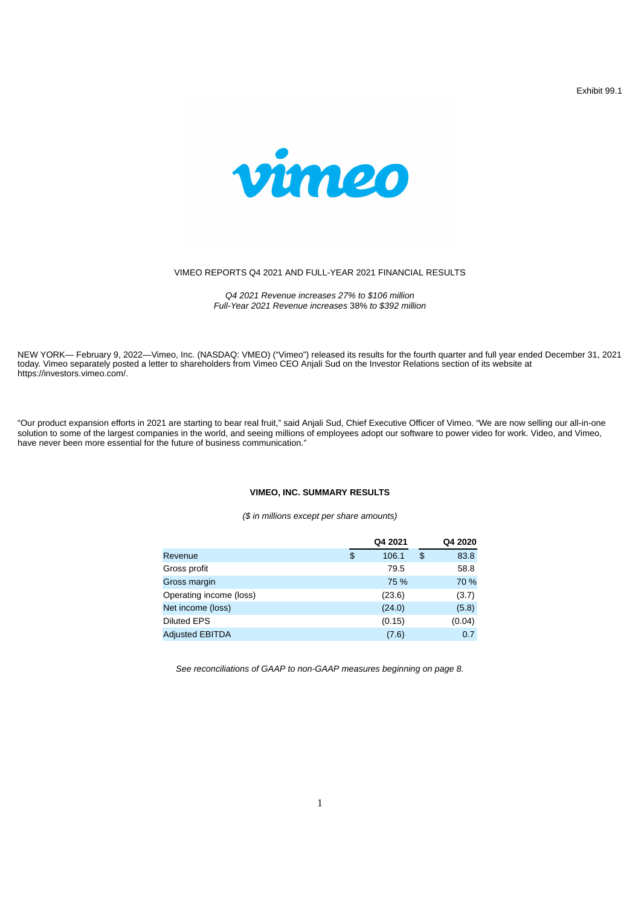Exhibit 99.1

vimeo

# VIMEO REPORTS Q4 2021 AND FULL-YEAR 2021 FINANCIAL RESULTS

*Q4 2021 Revenue increases 27% to $106 million*
*Full-Year 2021 Revenue increases* 38% *to $392 million*

NEW YORK— February 9, 2022—Vimeo, Inc. (NASDAQ: VMEO) ("Vimeo") released its results for the fourth quarter and full year ended December 31, 2021 today. Vimeo separately posted a letter to shareholders from Vimeo CEO Anjali Sud on the Investor Relations section of its website at https://investors.vimeo.com/.

"Our product expansion efforts in 2021 are starting to bear real fruit," said Anjali Sud, Chief Executive Officer of Vimeo. "We are now selling our all-in-one solution to some of the largest companies in the world, and seeing millions of employees adopt our software to power video for work. Video, and Vimeo, have never been more essential for the future of business communication."

**VIMEO, INC. SUMMARY RESULTS**

*($ in millions except per share amounts)*

| | Q4 2021 | Q4 2020 |
|---|---|---|
| Revenue | $ 106.1 | $ 83.8 |
| Gross profit | 79.5 | 58.8 |
| Gross margin | 75 % | 70 % |
| Operating income (loss) | (23.6) | (3.7) |
| Net income (loss) | (24.0) | (5.8) |
| Diluted EPS | (0.15) | (0.04) |
| Adjusted EBITDA | (7.6) | 0.7 |

*See reconciliations of GAAP to non-GAAP measures beginning on page 8.*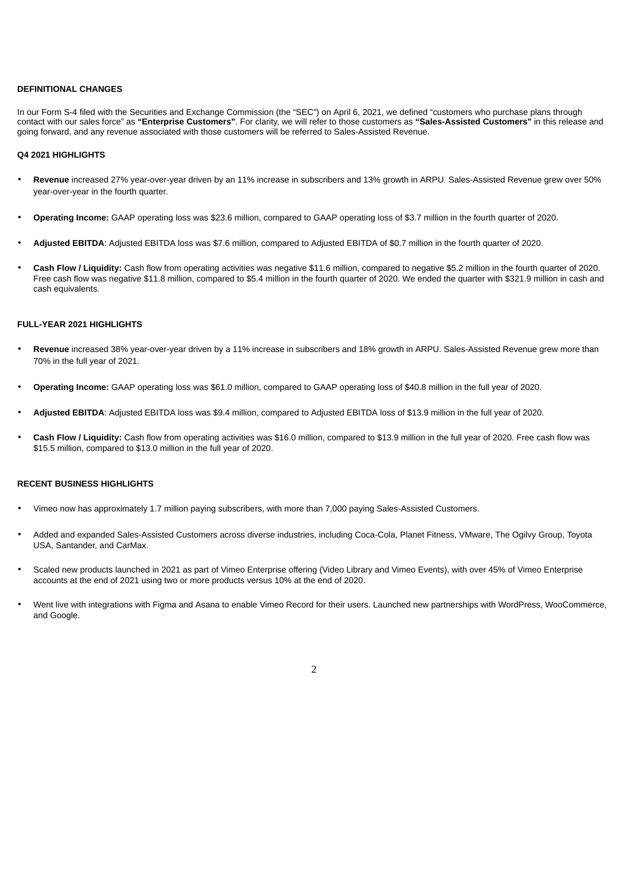**DEFINITIONAL CHANGES**

In our Form S-4 filed with the Securities and Exchange Commission (the "SEC") on April 6, 2021, we defined "customers who purchase plans through contact with our sales force" as **"Enterprise Customers"**. For clarity, we will refer to those customers as **"Sales-Assisted Customers"** in this release and going forward, and any revenue associated with those customers will be referred to Sales-Assisted Revenue.

**Q4 2021 HIGHLIGHTS**

- **Revenue** increased 27% year-over-year driven by an 11% increase in subscribers and 13% growth in ARPU. Sales-Assisted Revenue grew over 50% year-over-year in the fourth quarter.
- **Operating Income:** GAAP operating loss was $23.6 million, compared to GAAP operating loss of $3.7 million in the fourth quarter of 2020.
- **Adjusted EBITDA**: Adjusted EBITDA loss was $7.6 million, compared to Adjusted EBITDA of $0.7 million in the fourth quarter of 2020.
- **Cash Flow / Liquidity:** Cash flow from operating activities was negative $11.6 million, compared to negative $5.2 million in the fourth quarter of 2020. Free cash flow was negative $11.8 million, compared to $5.4 million in the fourth quarter of 2020. We ended the quarter with $321.9 million in cash and cash equivalents.

**FULL-YEAR 2021 HIGHLIGHTS**

- **Revenue** increased 38% year-over-year driven by a 11% increase in subscribers and 18% growth in ARPU. Sales-Assisted Revenue grew more than 70% in the full year of 2021.
- **Operating Income:** GAAP operating loss was $61.0 million, compared to GAAP operating loss of $40.8 million in the full year of 2020.
- **Adjusted EBITDA**: Adjusted EBITDA loss was $9.4 million, compared to Adjusted EBITDA loss of $13.9 million in the full year of 2020.
- **Cash Flow / Liquidity:** Cash flow from operating activities was $16.0 million, compared to $13.9 million in the full year of 2020. Free cash flow was $15.5 million, compared to $13.0 million in the full year of 2020.

**RECENT BUSINESS HIGHLIGHTS**

- Vimeo now has approximately 1.7 million paying subscribers, with more than 7,000 paying Sales-Assisted Customers.
- Added and expanded Sales-Assisted Customers across diverse industries, including Coca-Cola, Planet Fitness, VMware, The Ogilvy Group, Toyota USA, Santander, and CarMax.
- Scaled new products launched in 2021 as part of Vimeo Enterprise offering (Video Library and Vimeo Events), with over 45% of Vimeo Enterprise accounts at the end of 2021 using two or more products versus 10% at the end of 2020.
- Went live with integrations with Figma and Asana to enable Vimeo Record for their users. Launched new partnerships with WordPress, WooCommerce, and Google.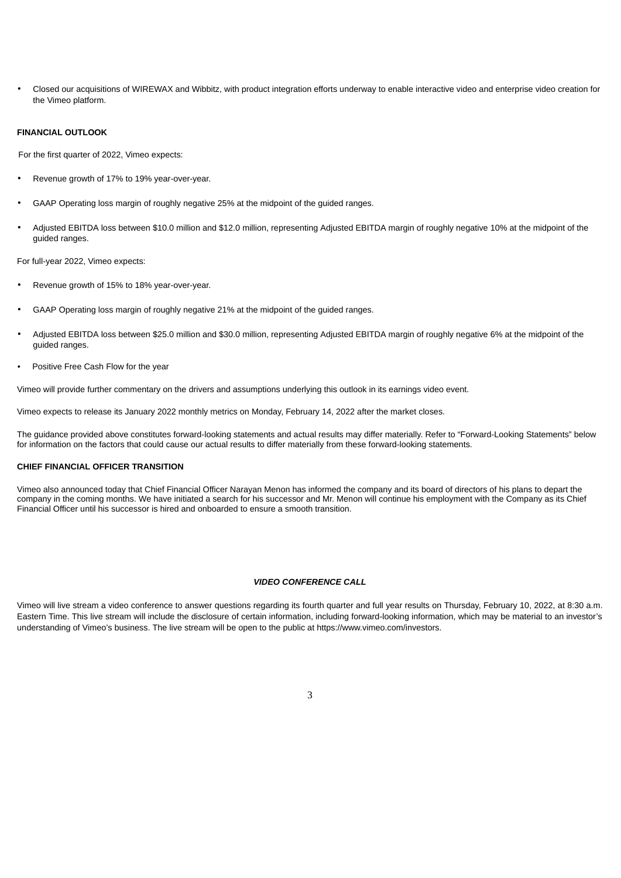- Closed our acquisitions of WIREWAX and Wibbitz, with product integration efforts underway to enable interactive video and enterprise video creation for the Vimeo platform.

**FINANCIAL OUTLOOK**

For the first quarter of 2022, Vimeo expects:

- Revenue growth of 17% to 19% year-over-year.
- GAAP Operating loss margin of roughly negative 25% at the midpoint of the guided ranges.
- Adjusted EBITDA loss between $10.0 million and $12.0 million, representing Adjusted EBITDA margin of roughly negative 10% at the midpoint of the guided ranges.

For full-year 2022, Vimeo expects:

- Revenue growth of 15% to 18% year-over-year.
- GAAP Operating loss margin of roughly negative 21% at the midpoint of the guided ranges.
- Adjusted EBITDA loss between $25.0 million and $30.0 million, representing Adjusted EBITDA margin of roughly negative 6% at the midpoint of the guided ranges.
- Positive Free Cash Flow for the year

Vimeo will provide further commentary on the drivers and assumptions underlying this outlook in its earnings video event.

Vimeo expects to release its January 2022 monthly metrics on Monday, February 14, 2022 after the market closes.

The guidance provided above constitutes forward-looking statements and actual results may differ materially. Refer to "Forward-Looking Statements" below for information on the factors that could cause our actual results to differ materially from these forward-looking statements.

**CHIEF FINANCIAL OFFICER TRANSITION**

Vimeo also announced today that Chief Financial Officer Narayan Menon has informed the company and its board of directors of his plans to depart the company in the coming months. We have initiated a search for his successor and Mr. Menon will continue his employment with the Company as its Chief Financial Officer until his successor is hired and onboarded to ensure a smooth transition.

***VIDEO CONFERENCE CALL***

Vimeo will live stream a video conference to answer questions regarding its fourth quarter and full year results on Thursday, February 10, 2022, at 8:30 a.m. Eastern Time. This live stream will include the disclosure of certain information, including forward-looking information, which may be material to an investor's understanding of Vimeo's business. The live stream will be open to the public at https://www.vimeo.com/investors.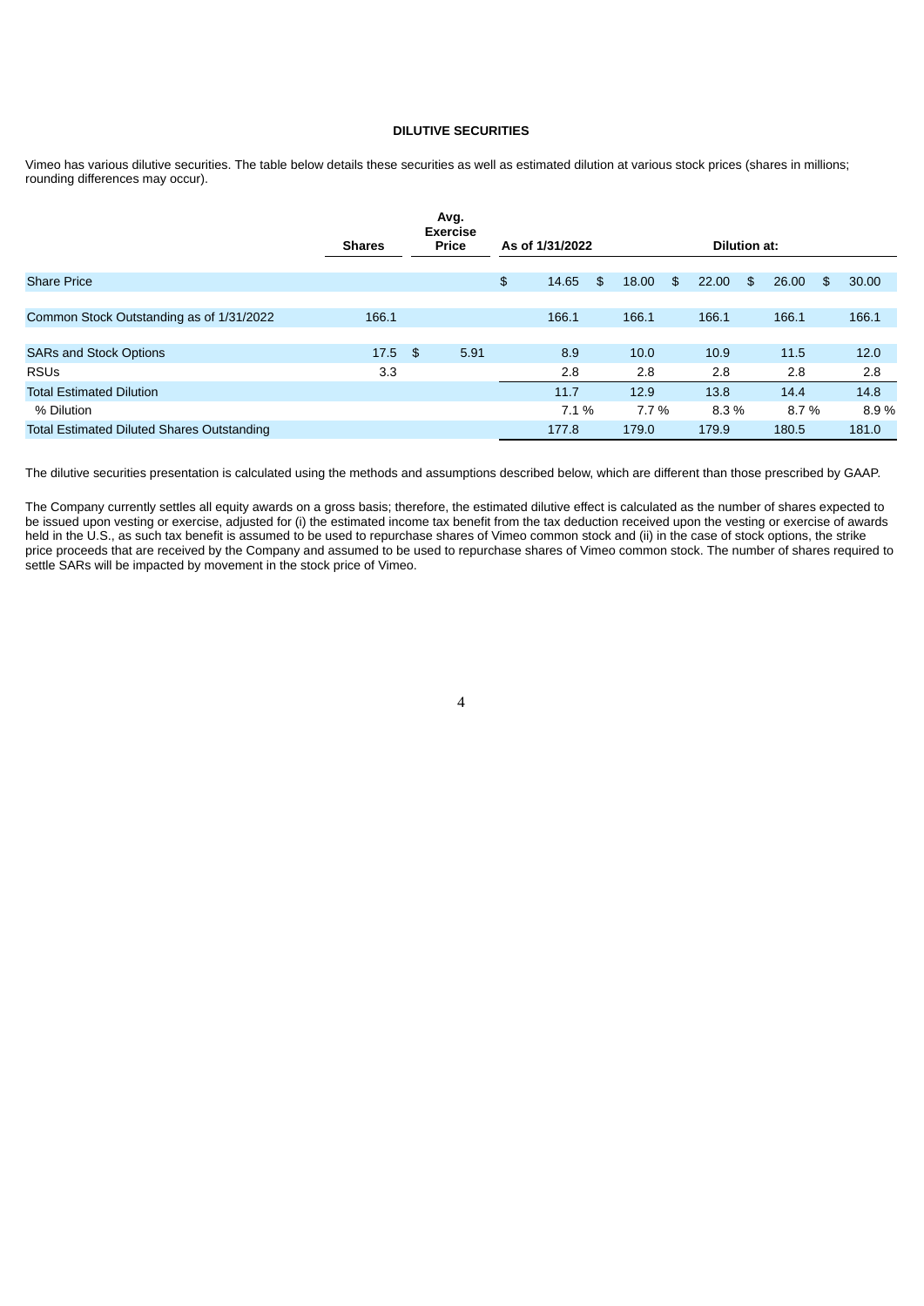## DILUTIVE SECURITIES

Vimeo has various dilutive securities. The table below details these securities as well as estimated dilution at various stock prices (shares in millions; rounding differences may occur).

| | Shares | Avg. Exercise Price | As of 1/31/2022 | Dilution at: | | | |
|---|---|---|---|---|---|---|---|
| Share Price | | | $ 14.65 | $ 18.00 | $ 22.00 | $ 26.00 | $ 30.00 |
| Common Stock Outstanding as of 1/31/2022 | 166.1 | | 166.1 | 166.1 | 166.1 | 166.1 | 166.1 |
| SARs and Stock Options | 17.5 | $ 5.91 | 8.9 | 10.0 | 10.9 | 11.5 | 12.0 |
| RSUs | 3.3 | | 2.8 | 2.8 | 2.8 | 2.8 | 2.8 |
| Total Estimated Dilution | | | 11.7 | 12.9 | 13.8 | 14.4 | 14.8 |
| % Dilution | | | 7.1 % | 7.7 % | 8.3 % | 8.7 % | 8.9 % |
| Total Estimated Diluted Shares Outstanding | | | 177.8 | 179.0 | 179.9 | 180.5 | 181.0 |

The dilutive securities presentation is calculated using the methods and assumptions described below, which are different than those prescribed by GAAP.

The Company currently settles all equity awards on a gross basis; therefore, the estimated dilutive effect is calculated as the number of shares expected to be issued upon vesting or exercise, adjusted for (i) the estimated income tax benefit from the tax deduction received upon the vesting or exercise of awards held in the U.S., as such tax benefit is assumed to be used to repurchase shares of Vimeo common stock and (ii) in the case of stock options, the strike price proceeds that are received by the Company and assumed to be used to repurchase shares of Vimeo common stock. The number of shares required to settle SARs will be impacted by movement in the stock price of Vimeo.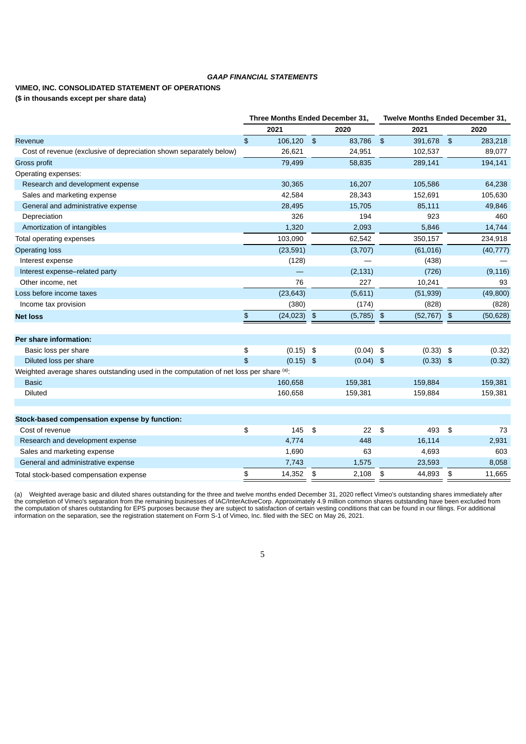*GAAP FINANCIAL STATEMENTS*

**VIMEO, INC. CONSOLIDATED STATEMENT OF OPERATIONS**

**($ in thousands except per share data)**

| | Three Months Ended December 31, | | Twelve Months Ended December 31, | |
|---|---|---|---|---|
| | 2021 | 2020 | 2021 | 2020 |
| Revenue | $ 106,120 | $ 83,786 | $ 391,678 | $ 283,218 |
| Cost of revenue (exclusive of depreciation shown separately below) | 26,621 | 24,951 | 102,537 | 89,077 |
| Gross profit | 79,499 | 58,835 | 289,141 | 194,141 |
| Operating expenses: | | | | |
| Research and development expense | 30,365 | 16,207 | 105,586 | 64,238 |
| Sales and marketing expense | 42,584 | 28,343 | 152,691 | 105,630 |
| General and administrative expense | 28,495 | 15,705 | 85,111 | 49,846 |
| Depreciation | 326 | 194 | 923 | 460 |
| Amortization of intangibles | 1,320 | 2,093 | 5,846 | 14,744 |
| Total operating expenses | 103,090 | 62,542 | 350,157 | 234,918 |
| Operating loss | (23,591) | (3,707) | (61,016) | (40,777) |
| Interest expense | (128) | — | (438) | — |
| Interest expense–related party | — | (2,131) | (726) | (9,116) |
| Other income, net | 76 | 227 | 10,241 | 93 |
| Loss before income taxes | (23,643) | (5,611) | (51,939) | (49,800) |
| Income tax provision | (380) | (174) | (828) | (828) |
| **Net loss** | $ (24,023) | $ (5,785) | $ (52,767) | $ (50,628) |
| | | | | |
| **Per share information:** | | | | |
| Basic loss per share | $ (0.15) | $ (0.04) | $ (0.33) | $ (0.32) |
| Diluted loss per share | $ (0.15) | $ (0.04) | $ (0.33) | $ (0.32) |
| Weighted average shares outstanding used in the computation of net loss per share [(a)]: | | | | |
| Basic | 160,658 | 159,381 | 159,884 | 159,381 |
| Diluted | 160,658 | 159,381 | 159,884 | 159,381 |
| | | | | |
| **Stock-based compensation expense by function:** | | | | |
| Cost of revenue | $ 145 | $ 22 | $ 493 | $ 73 |
| Research and development expense | 4,774 | 448 | 16,114 | 2,931 |
| Sales and marketing expense | 1,690 | 63 | 4,693 | 603 |
| General and administrative expense | 7,743 | 1,575 | 23,593 | 8,058 |
| Total stock-based compensation expense | $ 14,352 | $ 2,108 | $ 44,893 | $ 11,665 |

(a) Weighted average basic and diluted shares outstanding for the three and twelve months ended December 31, 2020 reflect Vimeo's outstanding shares immediately after the completion of Vimeo's separation from the remaining businesses of IAC/InterActiveCorp. Approximately 4.9 million common shares outstanding have been excluded from the computation of shares outstanding for EPS purposes because they are subject to satisfaction of certain vesting conditions that can be found in our filings. For additional information on the separation, see the registration statement on Form S-1 of Vimeo, Inc. filed with the SEC on May 26, 2021.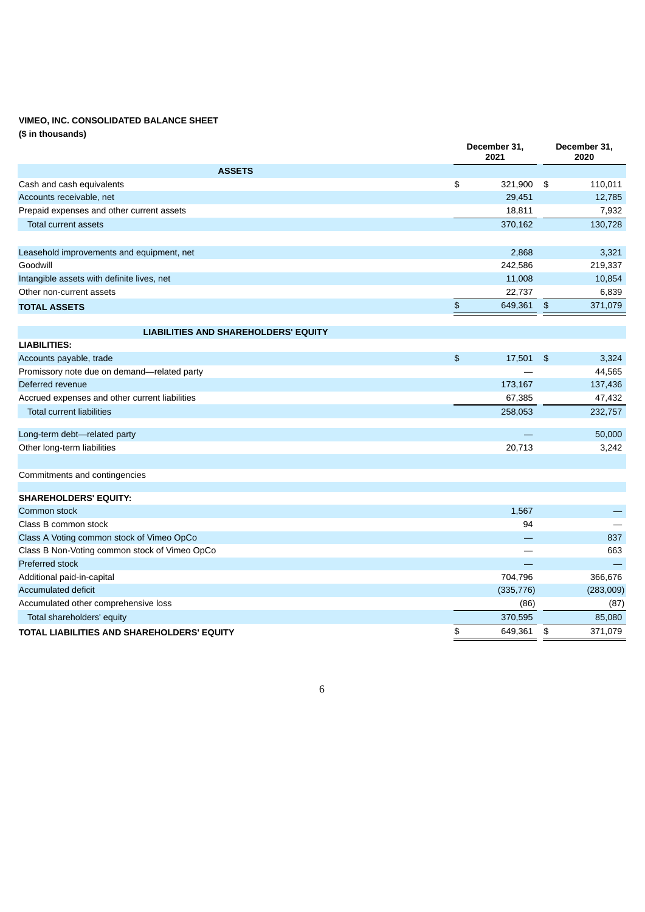**VIMEO, INC. CONSOLIDATED BALANCE SHEET**
**($ in thousands)**

| | December 31, 2021 | December 31, 2020 |
|---|---|---|
| **ASSETS** | | |
| Cash and cash equivalents | $ 321,900 | $ 110,011 |
| Accounts receivable, net | 29,451 | 12,785 |
| Prepaid expenses and other current assets | 18,811 | 7,932 |
| Total current assets | 370,162 | 130,728 |
| | | |
| Leasehold improvements and equipment, net | 2,868 | 3,321 |
| Goodwill | 242,586 | 219,337 |
| Intangible assets with definite lives, net | 11,008 | 10,854 |
| Other non-current assets | 22,737 | 6,839 |
| **TOTAL ASSETS** | $ 649,361 | $ 371,079 |
| | | |
| **LIABILITIES AND SHAREHOLDERS' EQUITY** | | |
| **LIABILITIES:** | | |
| Accounts payable, trade | $ 17,501 | $ 3,324 |
| Promissory note due on demand—related party | — | 44,565 |
| Deferred revenue | 173,167 | 137,436 |
| Accrued expenses and other current liabilities | 67,385 | 47,432 |
| Total current liabilities | 258,053 | 232,757 |
| | | |
| Long-term debt—related party | — | 50,000 |
| Other long-term liabilities | 20,713 | 3,242 |
| | | |
| Commitments and contingencies | | |
| | | |
| **SHAREHOLDERS' EQUITY:** | | |
| Common stock | 1,567 | — |
| Class B common stock | 94 | — |
| Class A Voting common stock of Vimeo OpCo | — | 837 |
| Class B Non-Voting common stock of Vimeo OpCo | — | 663 |
| Preferred stock | — | — |
| Additional paid-in-capital | 704,796 | 366,676 |
| Accumulated deficit | (335,776) | (283,009) |
| Accumulated other comprehensive loss | (86) | (87) |
| Total shareholders' equity | 370,595 | 85,080 |
| **TOTAL LIABILITIES AND SHAREHOLDERS' EQUITY** | $ 649,361 | $ 371,079 |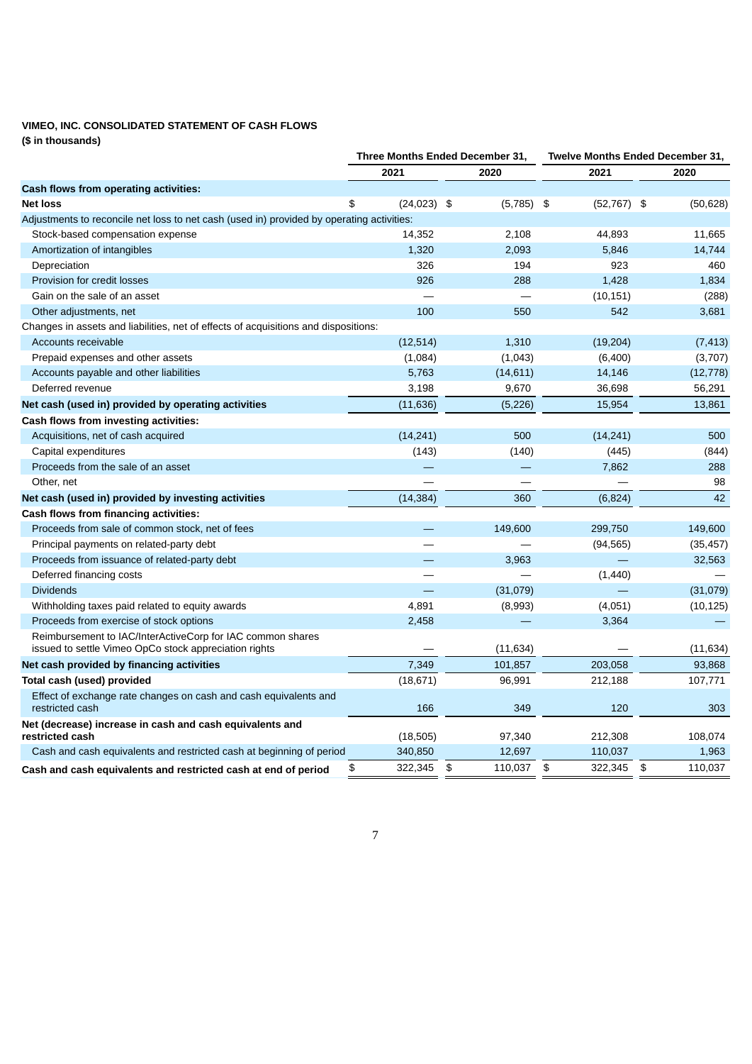**VIMEO, INC. CONSOLIDATED STATEMENT OF CASH FLOWS**
**($ in thousands)**

| | Three Months Ended December 31, | | Twelve Months Ended December 31, | |
|---|---|---|---|---|
| | 2021 | 2020 | 2021 | 2020 |
| **Cash flows from operating activities:** | | | | |
| **Net loss** | $ (24,023) | $ (5,785) | $ (52,767) | $ (50,628) |
| Adjustments to reconcile net loss to net cash (used in) provided by operating activities: | | | | |
| Stock-based compensation expense | 14,352 | 2,108 | 44,893 | 11,665 |
| Amortization of intangibles | 1,320 | 2,093 | 5,846 | 14,744 |
| Depreciation | 326 | 194 | 923 | 460 |
| Provision for credit losses | 926 | 288 | 1,428 | 1,834 |
| Gain on the sale of an asset | — | — | (10,151) | (288) |
| Other adjustments, net | 100 | 550 | 542 | 3,681 |
| Changes in assets and liabilities, net of effects of acquisitions and dispositions: | | | | |
| Accounts receivable | (12,514) | 1,310 | (19,204) | (7,413) |
| Prepaid expenses and other assets | (1,084) | (1,043) | (6,400) | (3,707) |
| Accounts payable and other liabilities | 5,763 | (14,611) | 14,146 | (12,778) |
| Deferred revenue | 3,198 | 9,670 | 36,698 | 56,291 |
| **Net cash (used in) provided by operating activities** | (11,636) | (5,226) | 15,954 | 13,861 |
| **Cash flows from investing activities:** | | | | |
| Acquisitions, net of cash acquired | (14,241) | 500 | (14,241) | 500 |
| Capital expenditures | (143) | (140) | (445) | (844) |
| Proceeds from the sale of an asset | — | — | 7,862 | 288 |
| Other, net | — | — | — | 98 |
| **Net cash (used in) provided by investing activities** | (14,384) | 360 | (6,824) | 42 |
| **Cash flows from financing activities:** | | | | |
| Proceeds from sale of common stock, net of fees | — | 149,600 | 299,750 | 149,600 |
| Principal payments on related-party debt | — | — | (94,565) | (35,457) |
| Proceeds from issuance of related-party debt | — | 3,963 | — | 32,563 |
| Deferred financing costs | — | — | (1,440) | — |
| Dividends | — | (31,079) | — | (31,079) |
| Withholding taxes paid related to equity awards | 4,891 | (8,993) | (4,051) | (10,125) |
| Proceeds from exercise of stock options | 2,458 | — | 3,364 | — |
| Reimbursement to IAC/InterActiveCorp for IAC common shares issued to settle Vimeo OpCo stock appreciation rights | — | (11,634) | — | (11,634) |
| **Net cash provided by financing activities** | 7,349 | 101,857 | 203,058 | 93,868 |
| **Total cash (used) provided** | (18,671) | 96,991 | 212,188 | 107,771 |
| Effect of exchange rate changes on cash and cash equivalents and restricted cash | 166 | 349 | 120 | 303 |
| **Net (decrease) increase in cash and cash equivalents and restricted cash** | (18,505) | 97,340 | 212,308 | 108,074 |
| Cash and cash equivalents and restricted cash at beginning of period | 340,850 | 12,697 | 110,037 | 1,963 |
| **Cash and cash equivalents and restricted cash at end of period** | $ 322,345 | $ 110,037 | $ 322,345 | $ 110,037 |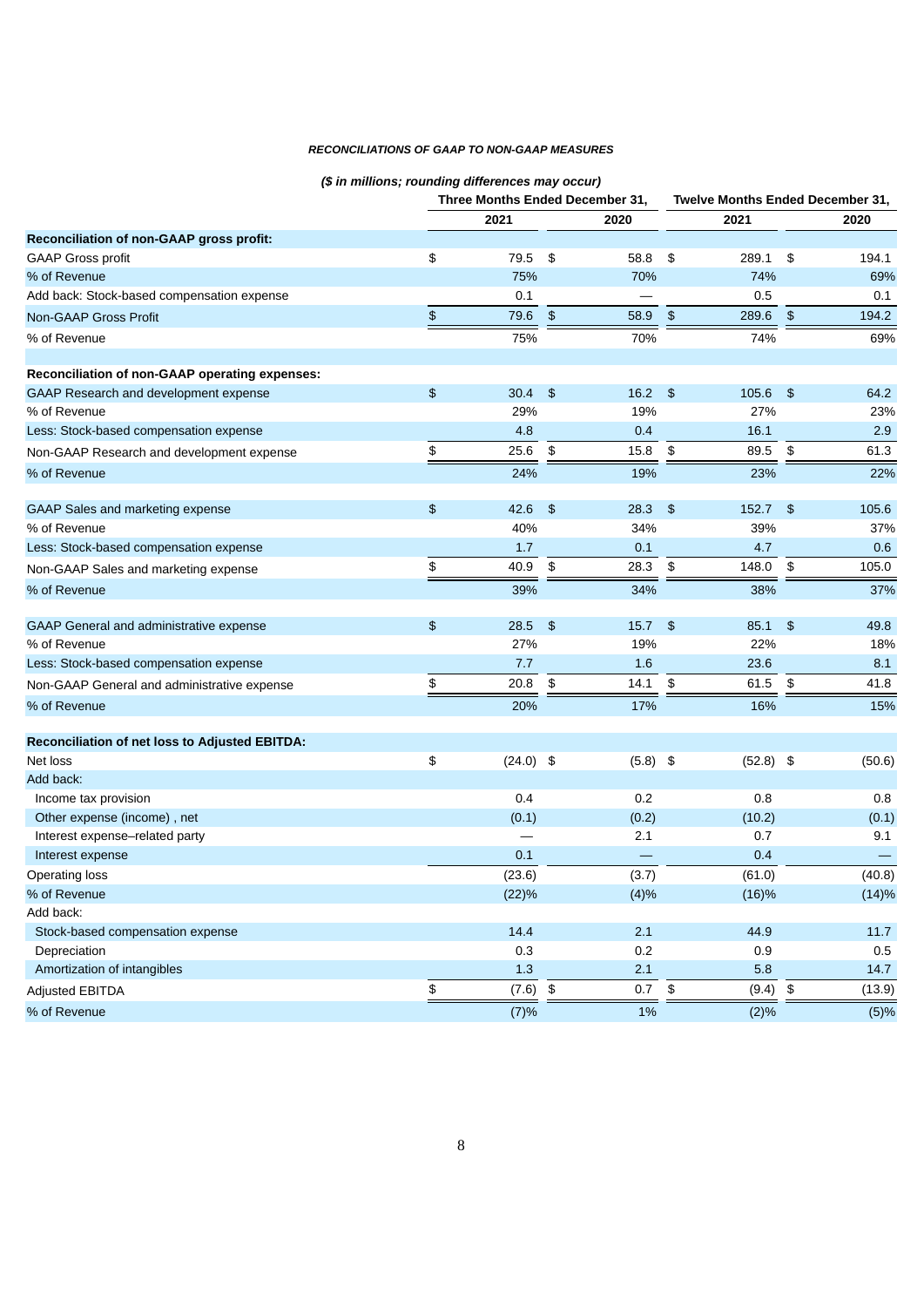***RECONCILIATIONS OF GAAP TO NON-GAAP MEASURES***

***($ in millions; rounding differences may occur)***

| | Three Months Ended December 31, | | Twelve Months Ended December 31, | |
|---|---|---|---|---|
| | 2021 | 2020 | 2021 | 2020 |
| **Reconciliation of non-GAAP gross profit:** | | | | |
| GAAP Gross profit | $ 79.5 | $ 58.8 | $ 289.1 | $ 194.1 |
| % of Revenue | 75% | 70% | 74% | 69% |
| Add back: Stock-based compensation expense | 0.1 | — | 0.5 | 0.1 |
| Non-GAAP Gross Profit | $ 79.6 | $ 58.9 | $ 289.6 | $ 194.2 |
| % of Revenue | 75% | 70% | 74% | 69% |
| | | | | |
| **Reconciliation of non-GAAP operating expenses:** | | | | |
| GAAP Research and development expense | $ 30.4 | $ 16.2 | $ 105.6 | $ 64.2 |
| % of Revenue | 29% | 19% | 27% | 23% |
| Less: Stock-based compensation expense | 4.8 | 0.4 | 16.1 | 2.9 |
| Non-GAAP Research and development expense | $ 25.6 | $ 15.8 | $ 89.5 | $ 61.3 |
| % of Revenue | 24% | 19% | 23% | 22% |
| | | | | |
| GAAP Sales and marketing expense | $ 42.6 | $ 28.3 | $ 152.7 | $ 105.6 |
| % of Revenue | 40% | 34% | 39% | 37% |
| Less: Stock-based compensation expense | 1.7 | 0.1 | 4.7 | 0.6 |
| Non-GAAP Sales and marketing expense | $ 40.9 | $ 28.3 | $ 148.0 | $ 105.0 |
| % of Revenue | 39% | 34% | 38% | 37% |
| | | | | |
| GAAP General and administrative expense | $ 28.5 | $ 15.7 | $ 85.1 | $ 49.8 |
| % of Revenue | 27% | 19% | 22% | 18% |
| Less: Stock-based compensation expense | 7.7 | 1.6 | 23.6 | 8.1 |
| Non-GAAP General and administrative expense | $ 20.8 | $ 14.1 | $ 61.5 | $ 41.8 |
| % of Revenue | 20% | 17% | 16% | 15% |
| | | | | |
| **Reconciliation of net loss to Adjusted EBITDA:** | | | | |
| Net loss | $ (24.0) | $ (5.8) | $ (52.8) | $ (50.6) |
| Add back: | | | | |
| Income tax provision | 0.4 | 0.2 | 0.8 | 0.8 |
| Other expense (income) , net | (0.1) | (0.2) | (10.2) | (0.1) |
| Interest expense–related party | — | 2.1 | 0.7 | 9.1 |
| Interest expense | 0.1 | — | 0.4 | — |
| Operating loss | (23.6) | (3.7) | (61.0) | (40.8) |
| % of Revenue | (22)% | (4)% | (16)% | (14)% |
| Add back: | | | | |
| Stock-based compensation expense | 14.4 | 2.1 | 44.9 | 11.7 |
| Depreciation | 0.3 | 0.2 | 0.9 | 0.5 |
| Amortization of intangibles | 1.3 | 2.1 | 5.8 | 14.7 |
| Adjusted EBITDA | $ (7.6) | $ 0.7 | $ (9.4) | $ (13.9) |
| % of Revenue | (7)% | 1% | (2)% | (5)% |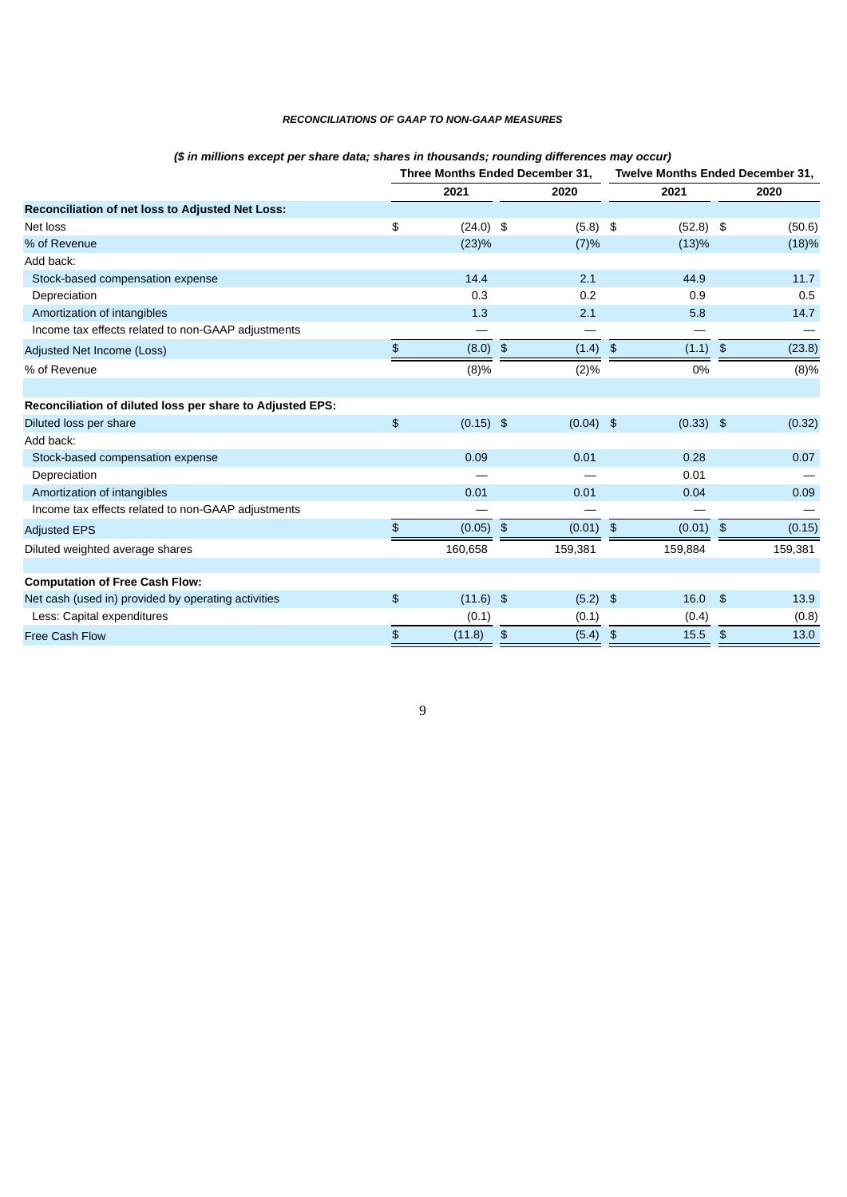***RECONCILIATIONS OF GAAP TO NON-GAAP MEASURES***

***($ in millions except per share data; shares in thousands; rounding differences may occur)***

| | Three Months Ended December 31, | | Twelve Months Ended December 31, | |
|---|---|---|---|---|
| | **2021** | **2020** | **2021** | **2020** |
| **Reconciliation of net loss to Adjusted Net Loss:** | | | | |
| Net loss | $ (24.0) | $ (5.8) | $ (52.8) | $ (50.6) |
| % of Revenue | (23)% | (7)% | (13)% | (18)% |
| Add back: | | | | |
| Stock-based compensation expense | 14.4 | 2.1 | 44.9 | 11.7 |
| Depreciation | 0.3 | 0.2 | 0.9 | 0.5 |
| Amortization of intangibles | 1.3 | 2.1 | 5.8 | 14.7 |
| Income tax effects related to non-GAAP adjustments | — | — | — | — |
| Adjusted Net Income (Loss) | $ (8.0) | $ (1.4) | $ (1.1) | $ (23.8) |
| % of Revenue | (8)% | (2)% | 0% | (8)% |
| | | | | |
| **Reconciliation of diluted loss per share to Adjusted EPS:** | | | | |
| Diluted loss per share | $ (0.15) | $ (0.04) | $ (0.33) | $ (0.32) |
| Add back: | | | | |
| Stock-based compensation expense | 0.09 | 0.01 | 0.28 | 0.07 |
| Depreciation | — | — | 0.01 | — |
| Amortization of intangibles | 0.01 | 0.01 | 0.04 | 0.09 |
| Income tax effects related to non-GAAP adjustments | — | — | — | — |
| Adjusted EPS | $ (0.05) | $ (0.01) | $ (0.01) | $ (0.15) |
| Diluted weighted average shares | 160,658 | 159,381 | 159,884 | 159,381 |
| | | | | |
| **Computation of Free Cash Flow:** | | | | |
| Net cash (used in) provided by operating activities | $ (11.6) | $ (5.2) | $ 16.0 | $ 13.9 |
| Less: Capital expenditures | (0.1) | (0.1) | (0.4) | (0.8) |
| Free Cash Flow | $ (11.8) | $ (5.4) | $ 15.5 | $ 13.0 |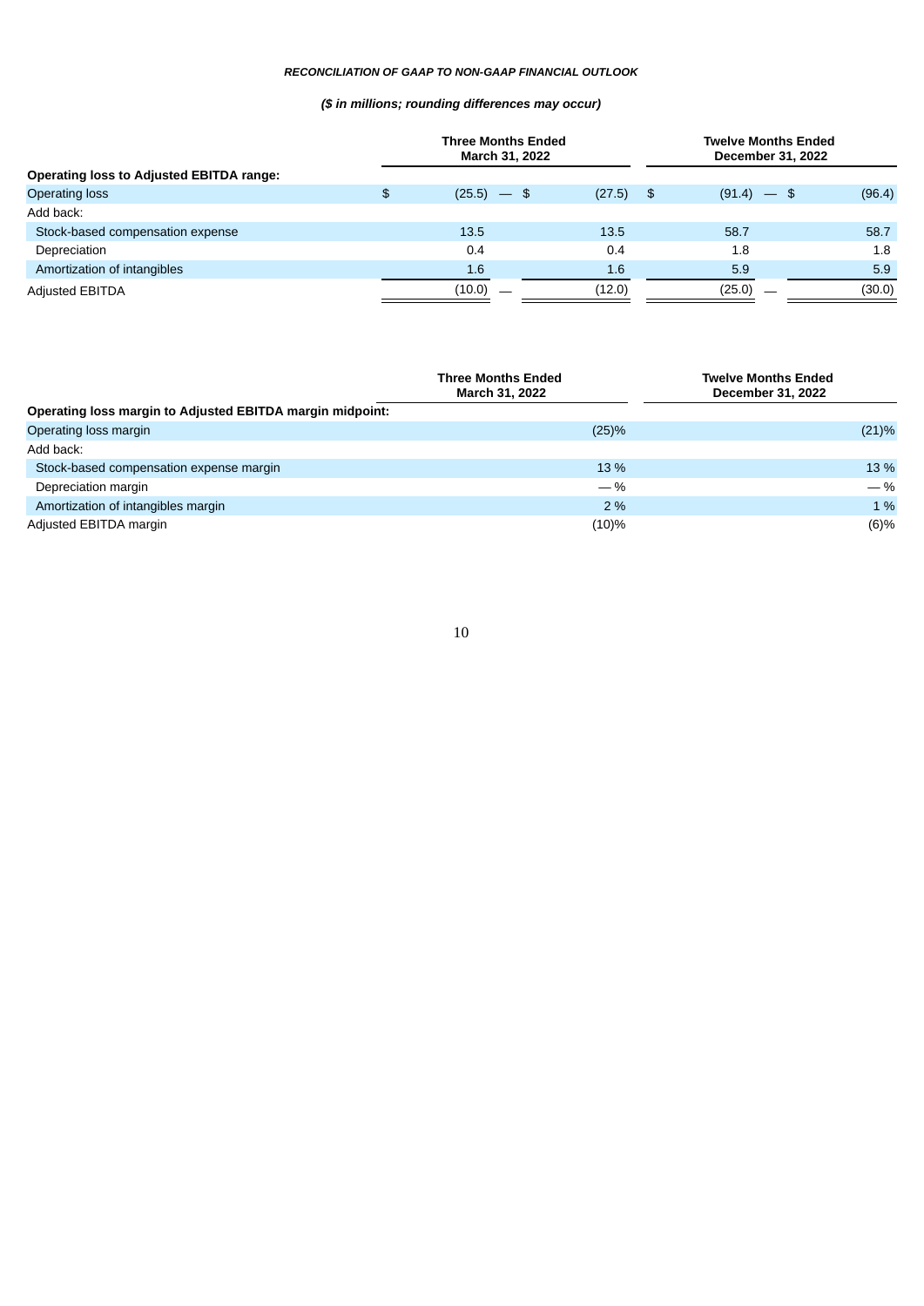***RECONCILIATION OF GAAP TO NON-GAAP FINANCIAL OUTLOOK***

***($ in millions; rounding differences may occur)***

| | Three Months Ended March 31, 2022 | | Twelve Months Ended December 31, 2022 | |
|---|---|---|---|---|
| **Operating loss to Adjusted EBITDA range:** | | | | |
| Operating loss | $ (25.5) — | $ (27.5) | $ (91.4) — | $ (96.4) |
| Add back: | | | | |
| Stock-based compensation expense | 13.5 | 13.5 | 58.7 | 58.7 |
| Depreciation | 0.4 | 0.4 | 1.8 | 1.8 |
| Amortization of intangibles | 1.6 | 1.6 | 5.9 | 5.9 |
| Adjusted EBITDA | (10.0) — | (12.0) | (25.0) — | (30.0) |

| | Three Months Ended March 31, 2022 | Twelve Months Ended December 31, 2022 |
|---|---|---|
| **Operating loss margin to Adjusted EBITDA margin midpoint:** | | |
| Operating loss margin | (25)% | (21)% |
| Add back: | | |
| Stock-based compensation expense margin | 13 % | 13 % |
| Depreciation margin | — % | — % |
| Amortization of intangibles margin | 2 % | 1 % |
| Adjusted EBITDA margin | (10)% | (6)% |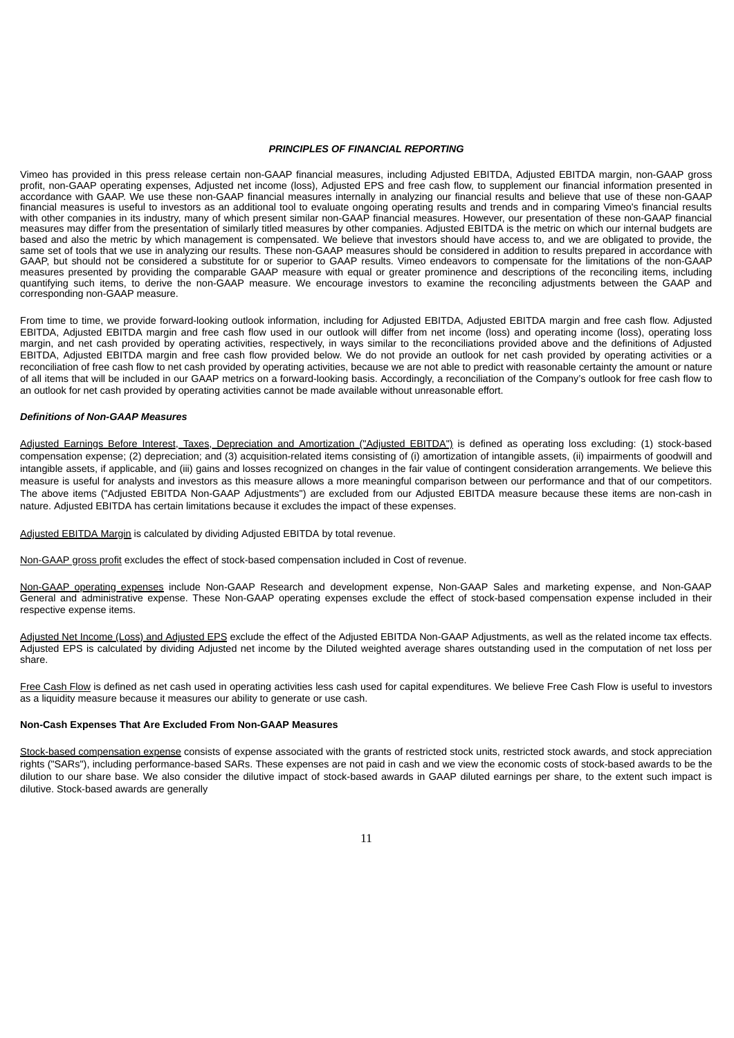***PRINCIPLES OF FINANCIAL REPORTING***

Vimeo has provided in this press release certain non-GAAP financial measures, including Adjusted EBITDA, Adjusted EBITDA margin, non-GAAP gross profit, non-GAAP operating expenses, Adjusted net income (loss), Adjusted EPS and free cash flow, to supplement our financial information presented in accordance with GAAP. We use these non-GAAP financial measures internally in analyzing our financial results and believe that use of these non-GAAP financial measures is useful to investors as an additional tool to evaluate ongoing operating results and trends and in comparing Vimeo's financial results with other companies in its industry, many of which present similar non-GAAP financial measures. However, our presentation of these non-GAAP financial measures may differ from the presentation of similarly titled measures by other companies. Adjusted EBITDA is the metric on which our internal budgets are based and also the metric by which management is compensated. We believe that investors should have access to, and we are obligated to provide, the same set of tools that we use in analyzing our results. These non-GAAP measures should be considered in addition to results prepared in accordance with GAAP, but should not be considered a substitute for or superior to GAAP results. Vimeo endeavors to compensate for the limitations of the non-GAAP measures presented by providing the comparable GAAP measure with equal or greater prominence and descriptions of the reconciling items, including quantifying such items, to derive the non-GAAP measure. We encourage investors to examine the reconciling adjustments between the GAAP and corresponding non-GAAP measure.

From time to time, we provide forward-looking outlook information, including for Adjusted EBITDA, Adjusted EBITDA margin and free cash flow. Adjusted EBITDA, Adjusted EBITDA margin and free cash flow used in our outlook will differ from net income (loss) and operating income (loss), operating loss margin, and net cash provided by operating activities, respectively, in ways similar to the reconciliations provided above and the definitions of Adjusted EBITDA, Adjusted EBITDA margin and free cash flow provided below. We do not provide an outlook for net cash provided by operating activities or a reconciliation of free cash flow to net cash provided by operating activities, because we are not able to predict with reasonable certainty the amount or nature of all items that will be included in our GAAP metrics on a forward-looking basis. Accordingly, a reconciliation of the Company's outlook for free cash flow to an outlook for net cash provided by operating activities cannot be made available without unreasonable effort.

***Definitions of Non-GAAP Measures***

Adjusted Earnings Before Interest, Taxes, Depreciation and Amortization ("Adjusted EBITDA") is defined as operating loss excluding: (1) stock-based compensation expense; (2) depreciation; and (3) acquisition-related items consisting of (i) amortization of intangible assets, (ii) impairments of goodwill and intangible assets, if applicable, and (iii) gains and losses recognized on changes in the fair value of contingent consideration arrangements. We believe this measure is useful for analysts and investors as this measure allows a more meaningful comparison between our performance and that of our competitors. The above items ("Adjusted EBITDA Non-GAAP Adjustments") are excluded from our Adjusted EBITDA measure because these items are non-cash in nature. Adjusted EBITDA has certain limitations because it excludes the impact of these expenses.

Adjusted EBITDA Margin is calculated by dividing Adjusted EBITDA by total revenue.

Non-GAAP gross profit excludes the effect of stock-based compensation included in Cost of revenue.

Non-GAAP operating expenses include Non-GAAP Research and development expense, Non-GAAP Sales and marketing expense, and Non-GAAP General and administrative expense. These Non-GAAP operating expenses exclude the effect of stock-based compensation expense included in their respective expense items.

Adjusted Net Income (Loss) and Adjusted EPS exclude the effect of the Adjusted EBITDA Non-GAAP Adjustments, as well as the related income tax effects. Adjusted EPS is calculated by dividing Adjusted net income by the Diluted weighted average shares outstanding used in the computation of net loss per share.

Free Cash Flow is defined as net cash used in operating activities less cash used for capital expenditures. We believe Free Cash Flow is useful to investors as a liquidity measure because it measures our ability to generate or use cash.

**Non-Cash Expenses That Are Excluded From Non-GAAP Measures**

Stock-based compensation expense consists of expense associated with the grants of restricted stock units, restricted stock awards, and stock appreciation rights ("SARs"), including performance-based SARs. These expenses are not paid in cash and we view the economic costs of stock-based awards to be the dilution to our share base. We also consider the dilutive impact of stock-based awards in GAAP diluted earnings per share, to the extent such impact is dilutive. Stock-based awards are generally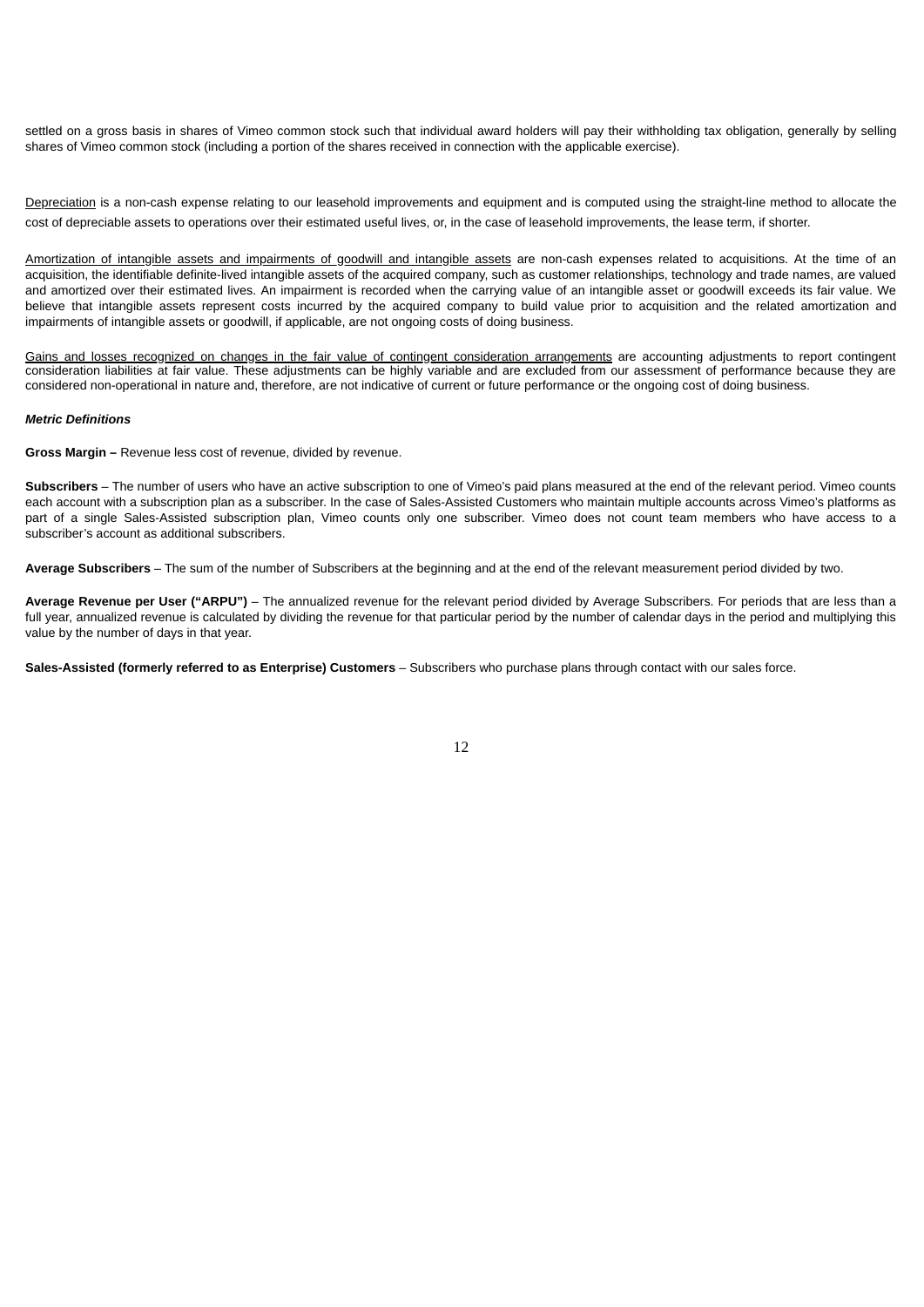settled on a gross basis in shares of Vimeo common stock such that individual award holders will pay their withholding tax obligation, generally by selling shares of Vimeo common stock (including a portion of the shares received in connection with the applicable exercise).

Depreciation is a non-cash expense relating to our leasehold improvements and equipment and is computed using the straight-line method to allocate the cost of depreciable assets to operations over their estimated useful lives, or, in the case of leasehold improvements, the lease term, if shorter.

Amortization of intangible assets and impairments of goodwill and intangible assets are non-cash expenses related to acquisitions. At the time of an acquisition, the identifiable definite-lived intangible assets of the acquired company, such as customer relationships, technology and trade names, are valued and amortized over their estimated lives. An impairment is recorded when the carrying value of an intangible asset or goodwill exceeds its fair value. We believe that intangible assets represent costs incurred by the acquired company to build value prior to acquisition and the related amortization and impairments of intangible assets or goodwill, if applicable, are not ongoing costs of doing business.

Gains and losses recognized on changes in the fair value of contingent consideration arrangements are accounting adjustments to report contingent consideration liabilities at fair value. These adjustments can be highly variable and are excluded from our assessment of performance because they are considered non-operational in nature and, therefore, are not indicative of current or future performance or the ongoing cost of doing business.

***Metric Definitions***

**Gross Margin –** Revenue less cost of revenue, divided by revenue.

**Subscribers** – The number of users who have an active subscription to one of Vimeo's paid plans measured at the end of the relevant period. Vimeo counts each account with a subscription plan as a subscriber. In the case of Sales-Assisted Customers who maintain multiple accounts across Vimeo's platforms as part of a single Sales-Assisted subscription plan, Vimeo counts only one subscriber. Vimeo does not count team members who have access to a subscriber's account as additional subscribers.

**Average Subscribers** – The sum of the number of Subscribers at the beginning and at the end of the relevant measurement period divided by two.

**Average Revenue per User ("ARPU")** – The annualized revenue for the relevant period divided by Average Subscribers. For periods that are less than a full year, annualized revenue is calculated by dividing the revenue for that particular period by the number of calendar days in the period and multiplying this value by the number of days in that year.

**Sales-Assisted (formerly referred to as Enterprise) Customers** – Subscribers who purchase plans through contact with our sales force.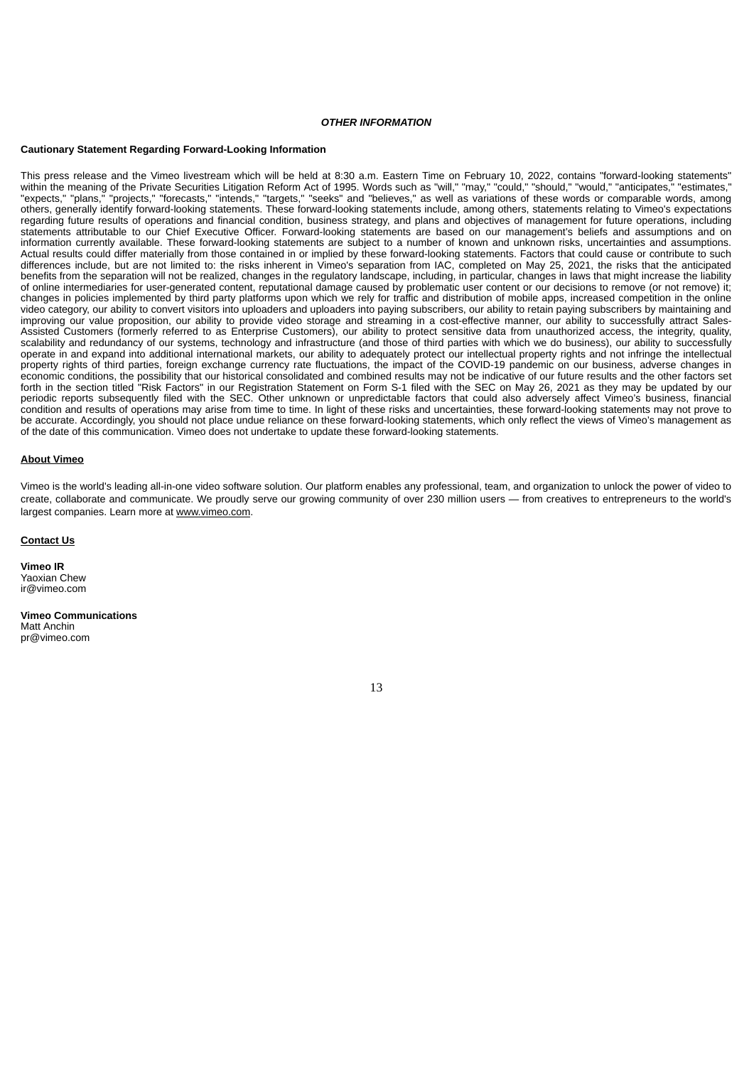***OTHER INFORMATION***

**Cautionary Statement Regarding Forward-Looking Information**

This press release and the Vimeo livestream which will be held at 8:30 a.m. Eastern Time on February 10, 2022, contains "forward-looking statements" within the meaning of the Private Securities Litigation Reform Act of 1995. Words such as "will," "may," "could," "should," "would," "anticipates," "estimates," "expects," "plans," "projects," "forecasts," "intends," "targets," "seeks" and "believes," as well as variations of these words or comparable words, among others, generally identify forward-looking statements. These forward-looking statements include, among others, statements relating to Vimeo's expectations regarding future results of operations and financial condition, business strategy, and plans and objectives of management for future operations, including statements attributable to our Chief Executive Officer. Forward-looking statements are based on our management's beliefs and assumptions and on information currently available. These forward-looking statements are subject to a number of known and unknown risks, uncertainties and assumptions. Actual results could differ materially from those contained in or implied by these forward-looking statements. Factors that could cause or contribute to such differences include, but are not limited to: the risks inherent in Vimeo's separation from IAC, completed on May 25, 2021, the risks that the anticipated benefits from the separation will not be realized, changes in the regulatory landscape, including, in particular, changes in laws that might increase the liability of online intermediaries for user-generated content, reputational damage caused by problematic user content or our decisions to remove (or not remove) it; changes in policies implemented by third party platforms upon which we rely for traffic and distribution of mobile apps, increased competition in the online video category, our ability to convert visitors into uploaders and uploaders into paying subscribers, our ability to retain paying subscribers by maintaining and improving our value proposition, our ability to provide video storage and streaming in a cost-effective manner, our ability to successfully attract Sales-Assisted Customers (formerly referred to as Enterprise Customers), our ability to protect sensitive data from unauthorized access, the integrity, quality, scalability and redundancy of our systems, technology and infrastructure (and those of third parties with which we do business), our ability to successfully operate in and expand into additional international markets, our ability to adequately protect our intellectual property rights and not infringe the intellectual property rights of third parties, foreign exchange currency rate fluctuations, the impact of the COVID-19 pandemic on our business, adverse changes in economic conditions, the possibility that our historical consolidated and combined results may not be indicative of our future results and the other factors set forth in the section titled "Risk Factors" in our Registration Statement on Form S-1 filed with the SEC on May 26, 2021 as they may be updated by our periodic reports subsequently filed with the SEC. Other unknown or unpredictable factors that could also adversely affect Vimeo's business, financial condition and results of operations may arise from time to time. In light of these risks and uncertainties, these forward-looking statements may not prove to be accurate. Accordingly, you should not place undue reliance on these forward-looking statements, which only reflect the views of Vimeo's management as of the date of this communication. Vimeo does not undertake to update these forward-looking statements.

**About Vimeo**

Vimeo is the world's leading all-in-one video software solution. Our platform enables any professional, team, and organization to unlock the power of video to create, collaborate and communicate. We proudly serve our growing community of over 230 million users — from creatives to entrepreneurs to the world's largest companies. Learn more at www.vimeo.com.

**Contact Us**

**Vimeo IR**
Yaoxian Chew
ir@vimeo.com

**Vimeo Communications**
Matt Anchin
pr@vimeo.com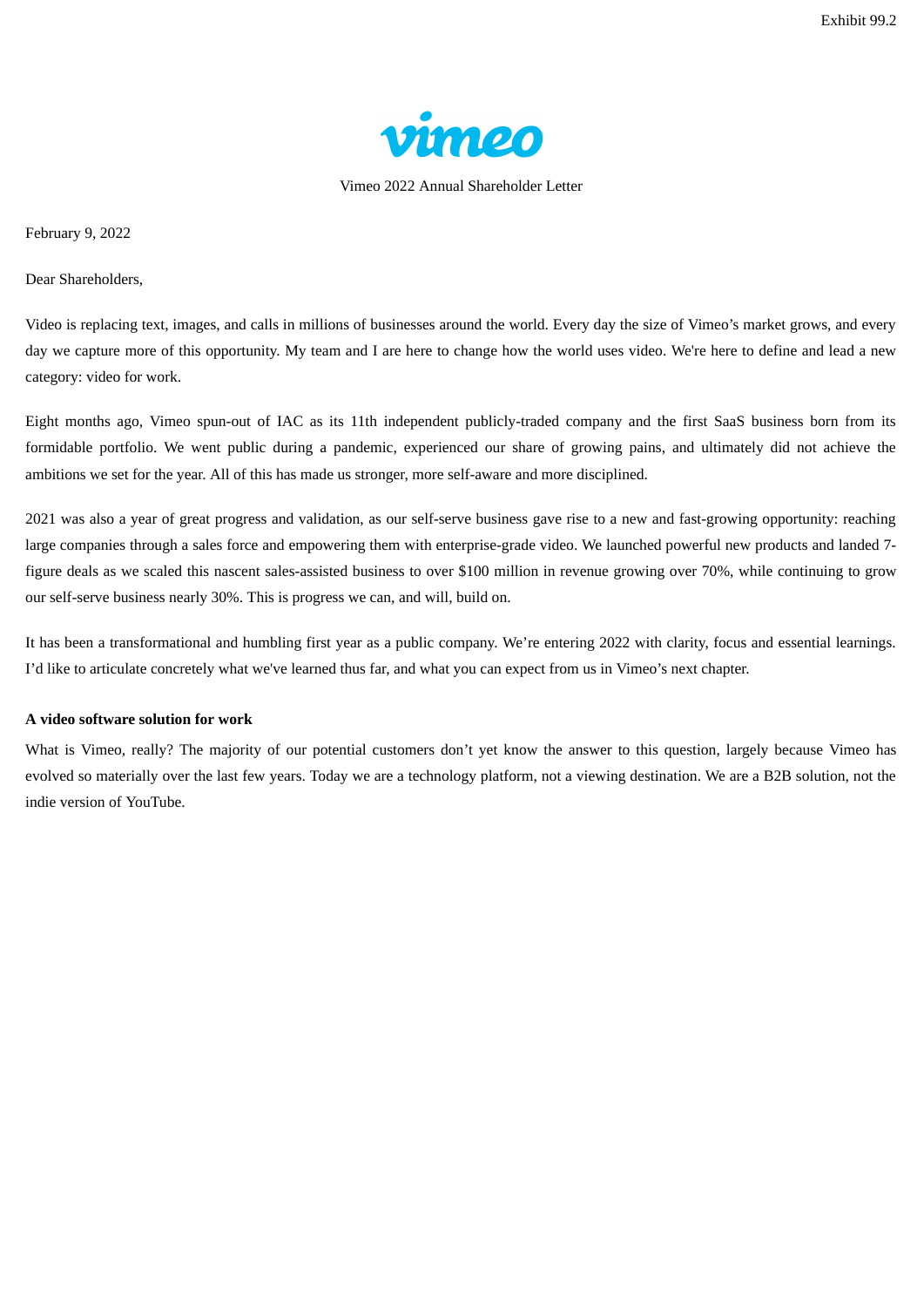Exhibit 99.2

vimeo

Vimeo 2022 Annual Shareholder Letter

February 9, 2022

Dear Shareholders,

Video is replacing text, images, and calls in millions of businesses around the world. Every day the size of Vimeo's market grows, and every day we capture more of this opportunity. My team and I are here to change how the world uses video. We're here to define and lead a new category: video for work.

Eight months ago, Vimeo spun-out of IAC as its 11th independent publicly-traded company and the first SaaS business born from its formidable portfolio. We went public during a pandemic, experienced our share of growing pains, and ultimately did not achieve the ambitions we set for the year. All of this has made us stronger, more self-aware and more disciplined.

2021 was also a year of great progress and validation, as our self-serve business gave rise to a new and fast-growing opportunity: reaching large companies through a sales force and empowering them with enterprise-grade video. We launched powerful new products and landed 7-figure deals as we scaled this nascent sales-assisted business to over $100 million in revenue growing over 70%, while continuing to grow our self-serve business nearly 30%. This is progress we can, and will, build on.

It has been a transformational and humbling first year as a public company. We're entering 2022 with clarity, focus and essential learnings. I'd like to articulate concretely what we've learned thus far, and what you can expect from us in Vimeo's next chapter.

**A video software solution for work**

What is Vimeo, really? The majority of our potential customers don't yet know the answer to this question, largely because Vimeo has evolved so materially over the last few years. Today we are a technology platform, not a viewing destination. We are a B2B solution, not the indie version of YouTube.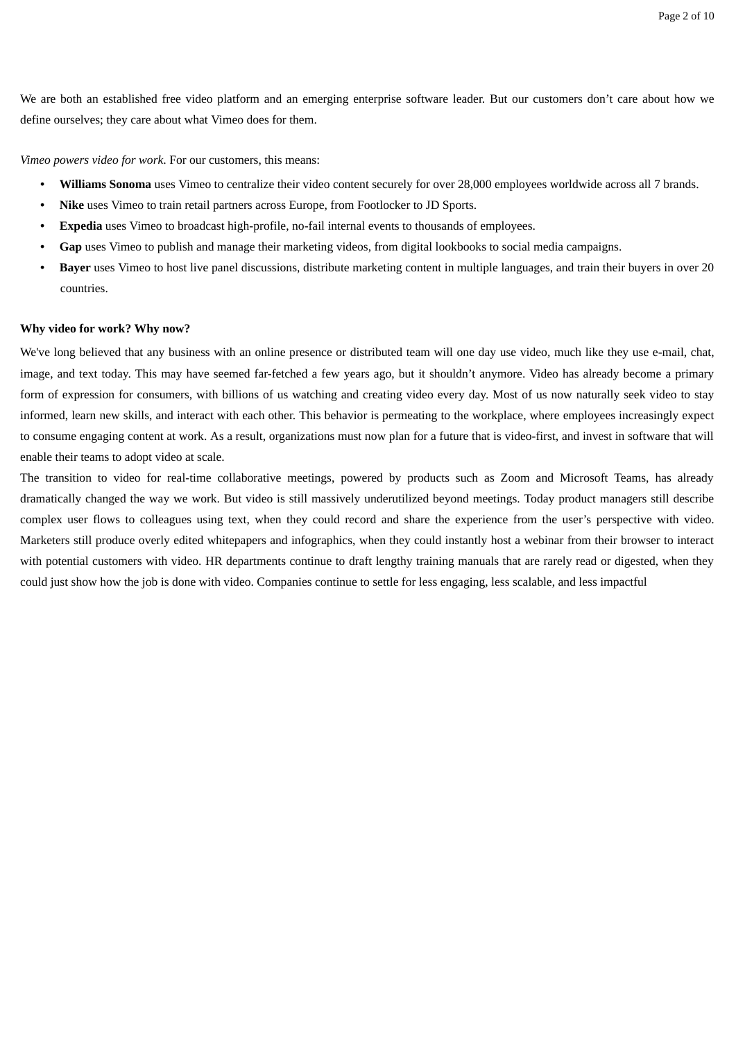We are both an established free video platform and an emerging enterprise software leader. But our customers don't care about how we define ourselves; they care about what Vimeo does for them.

*Vimeo powers video for work*. For our customers, this means:

- **Williams Sonoma** uses Vimeo to centralize their video content securely for over 28,000 employees worldwide across all 7 brands.
- **Nike** uses Vimeo to train retail partners across Europe, from Footlocker to JD Sports.
- **Expedia** uses Vimeo to broadcast high-profile, no-fail internal events to thousands of employees.
- **Gap** uses Vimeo to publish and manage their marketing videos, from digital lookbooks to social media campaigns.
- **Bayer** uses Vimeo to host live panel discussions, distribute marketing content in multiple languages, and train their buyers in over 20 countries.

**Why video for work? Why now?**

We've long believed that any business with an online presence or distributed team will one day use video, much like they use e-mail, chat, image, and text today. This may have seemed far-fetched a few years ago, but it shouldn't anymore. Video has already become a primary form of expression for consumers, with billions of us watching and creating video every day. Most of us now naturally seek video to stay informed, learn new skills, and interact with each other. This behavior is permeating to the workplace, where employees increasingly expect to consume engaging content at work. As a result, organizations must now plan for a future that is video-first, and invest in software that will enable their teams to adopt video at scale.

The transition to video for real-time collaborative meetings, powered by products such as Zoom and Microsoft Teams, has already dramatically changed the way we work. But video is still massively underutilized beyond meetings. Today product managers still describe complex user flows to colleagues using text, when they could record and share the experience from the user's perspective with video. Marketers still produce overly edited whitepapers and infographics, when they could instantly host a webinar from their browser to interact with potential customers with video. HR departments continue to draft lengthy training manuals that are rarely read or digested, when they could just show how the job is done with video. Companies continue to settle for less engaging, less scalable, and less impactful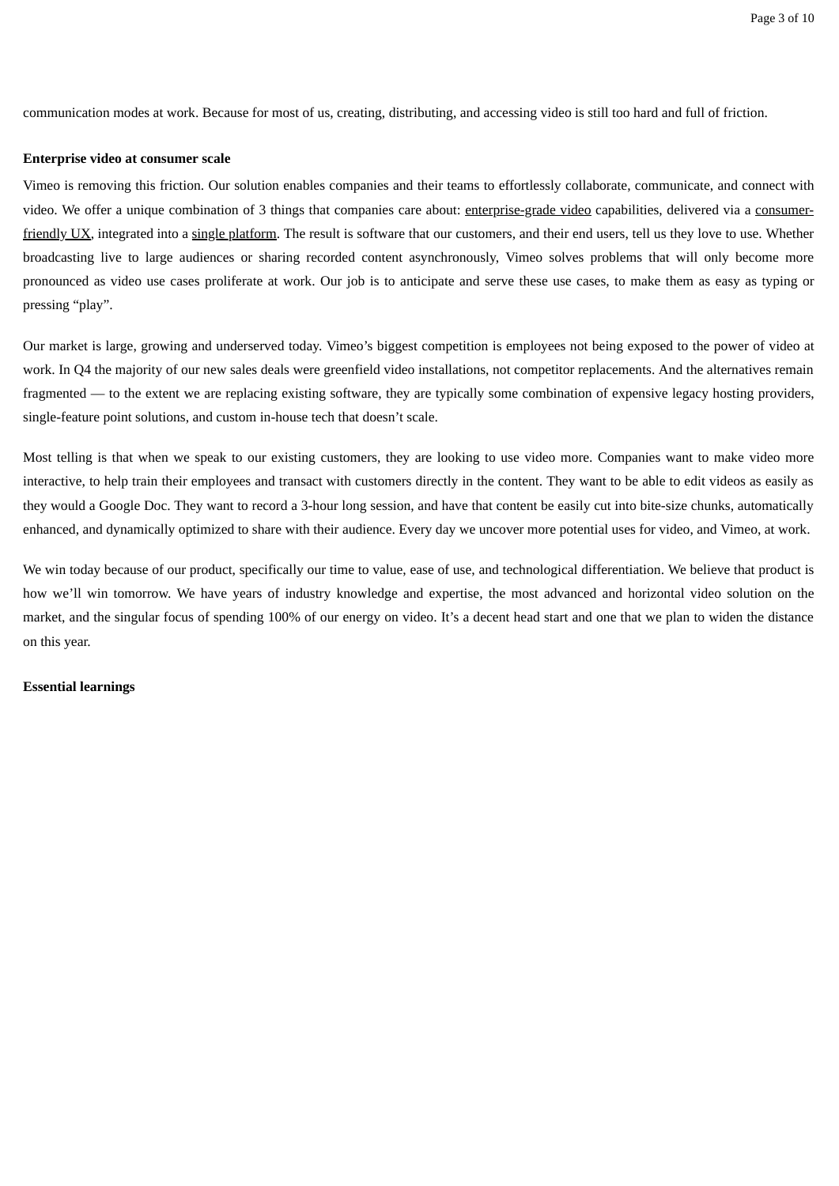communication modes at work. Because for most of us, creating, distributing, and accessing video is still too hard and full of friction.

**Enterprise video at consumer scale**

Vimeo is removing this friction. Our solution enables companies and their teams to effortlessly collaborate, communicate, and connect with video. We offer a unique combination of 3 things that companies care about: enterprise-grade video capabilities, delivered via a consumer-friendly UX, integrated into a single platform. The result is software that our customers, and their end users, tell us they love to use. Whether broadcasting live to large audiences or sharing recorded content asynchronously, Vimeo solves problems that will only become more pronounced as video use cases proliferate at work. Our job is to anticipate and serve these use cases, to make them as easy as typing or pressing "play".

Our market is large, growing and underserved today. Vimeo's biggest competition is employees not being exposed to the power of video at work. In Q4 the majority of our new sales deals were greenfield video installations, not competitor replacements. And the alternatives remain fragmented — to the extent we are replacing existing software, they are typically some combination of expensive legacy hosting providers, single-feature point solutions, and custom in-house tech that doesn't scale.

Most telling is that when we speak to our existing customers, they are looking to use video more. Companies want to make video more interactive, to help train their employees and transact with customers directly in the content. They want to be able to edit videos as easily as they would a Google Doc. They want to record a 3-hour long session, and have that content be easily cut into bite-size chunks, automatically enhanced, and dynamically optimized to share with their audience. Every day we uncover more potential uses for video, and Vimeo, at work.

We win today because of our product, specifically our time to value, ease of use, and technological differentiation. We believe that product is how we'll win tomorrow. We have years of industry knowledge and expertise, the most advanced and horizontal video solution on the market, and the singular focus of spending 100% of our energy on video. It's a decent head start and one that we plan to widen the distance on this year.

**Essential learnings**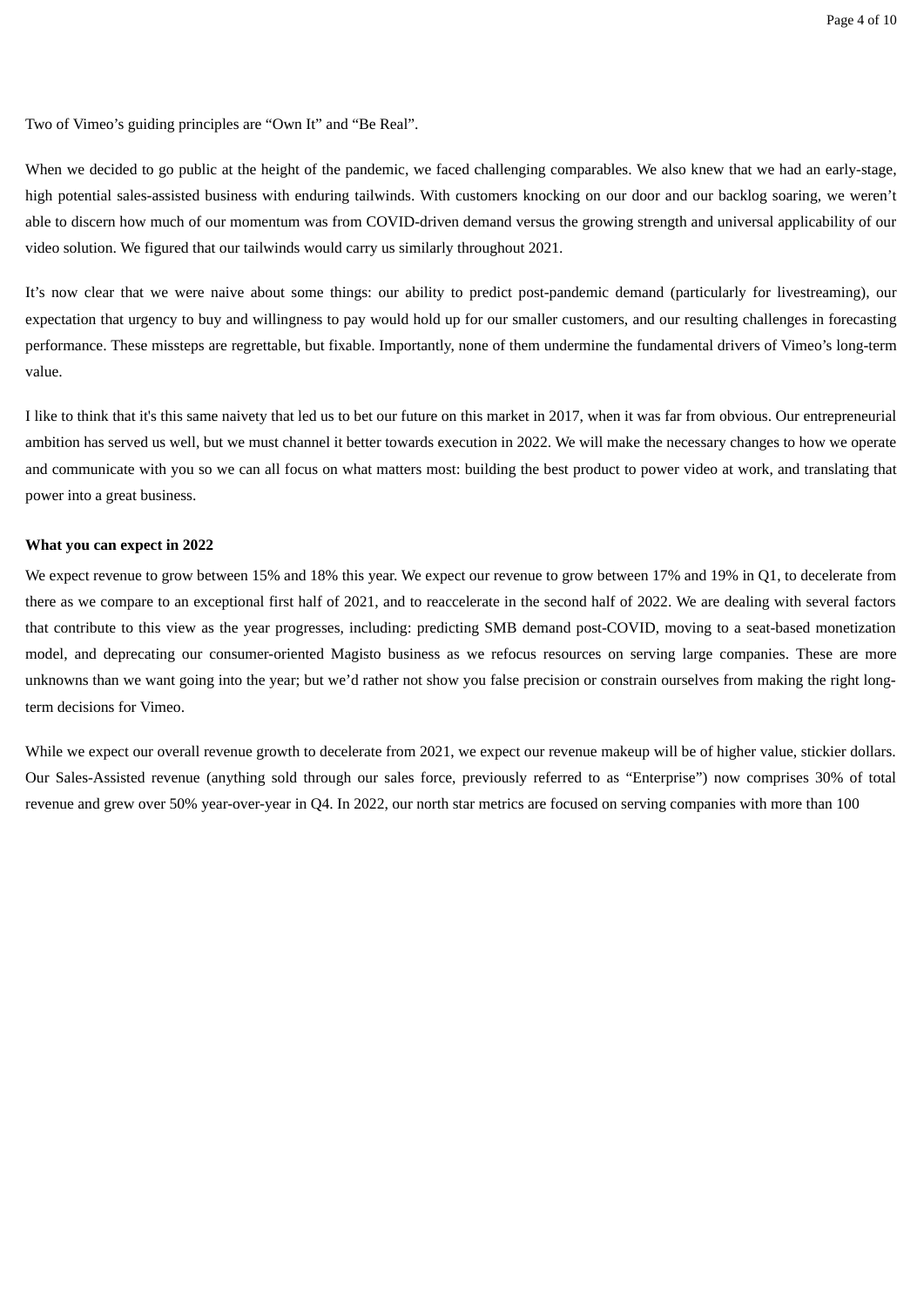Two of Vimeo's guiding principles are "Own It" and "Be Real".

When we decided to go public at the height of the pandemic, we faced challenging comparables. We also knew that we had an early-stage, high potential sales-assisted business with enduring tailwinds. With customers knocking on our door and our backlog soaring, we weren't able to discern how much of our momentum was from COVID-driven demand versus the growing strength and universal applicability of our video solution. We figured that our tailwinds would carry us similarly throughout 2021.

It's now clear that we were naive about some things: our ability to predict post-pandemic demand (particularly for livestreaming), our expectation that urgency to buy and willingness to pay would hold up for our smaller customers, and our resulting challenges in forecasting performance. These missteps are regrettable, but fixable. Importantly, none of them undermine the fundamental drivers of Vimeo's long-term value.

I like to think that it's this same naivety that led us to bet our future on this market in 2017, when it was far from obvious. Our entrepreneurial ambition has served us well, but we must channel it better towards execution in 2022. We will make the necessary changes to how we operate and communicate with you so we can all focus on what matters most: building the best product to power video at work, and translating that power into a great business.

**What you can expect in 2022**

We expect revenue to grow between 15% and 18% this year. We expect our revenue to grow between 17% and 19% in Q1, to decelerate from there as we compare to an exceptional first half of 2021, and to reaccelerate in the second half of 2022. We are dealing with several factors that contribute to this view as the year progresses, including: predicting SMB demand post-COVID, moving to a seat-based monetization model, and deprecating our consumer-oriented Magisto business as we refocus resources on serving large companies. These are more unknowns than we want going into the year; but we'd rather not show you false precision or constrain ourselves from making the right long-term decisions for Vimeo.

While we expect our overall revenue growth to decelerate from 2021, we expect our revenue makeup will be of higher value, stickier dollars. Our Sales-Assisted revenue (anything sold through our sales force, previously referred to as "Enterprise") now comprises 30% of total revenue and grew over 50% year-over-year in Q4. In 2022, our north star metrics are focused on serving companies with more than 100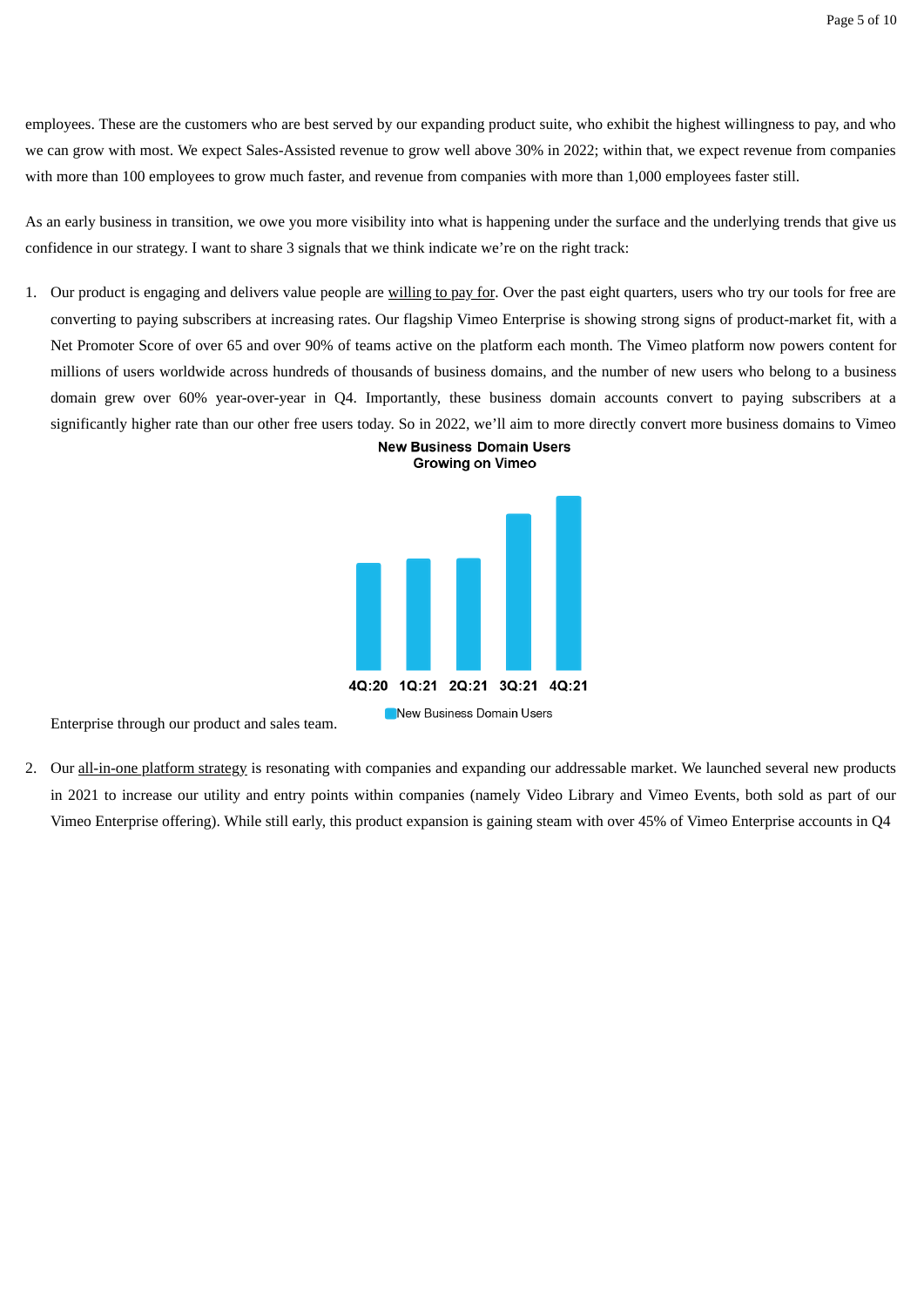employees. These are the customers who are best served by our expanding product suite, who exhibit the highest willingness to pay, and who we can grow with most. We expect Sales-Assisted revenue to grow well above 30% in 2022; within that, we expect revenue from companies with more than 100 employees to grow much faster, and revenue from companies with more than 1,000 employees faster still.

As an early business in transition, we owe you more visibility into what is happening under the surface and the underlying trends that give us confidence in our strategy. I want to share 3 signals that we think indicate we're on the right track:

1. Our product is engaging and delivers value people are willing to pay for. Over the past eight quarters, users who try our tools for free are converting to paying subscribers at increasing rates. Our flagship Vimeo Enterprise is showing strong signs of product-market fit, with a Net Promoter Score of over 65 and over 90% of teams active on the platform each month. The Vimeo platform now powers content for millions of users worldwide across hundreds of thousands of business domains, and the number of new users who belong to a business domain grew over 60% year-over-year in Q4. Importantly, these business domain accounts convert to paying subscribers at a significantly higher rate than our other free users today. So in 2022, we'll aim to more directly convert more business domains to Vimeo Enterprise through our product and sales team.

   **New Business Domain Users Growing on Vimeo**

   4Q:20 1Q:21 2Q:21 3Q:21 4Q:21

   New Business Domain Users

2. Our all-in-one platform strategy is resonating with companies and expanding our addressable market. We launched several new products in 2021 to increase our utility and entry points within companies (namely Video Library and Vimeo Events, both sold as part of our Vimeo Enterprise offering). While still early, this product expansion is gaining steam with over 45% of Vimeo Enterprise accounts in Q4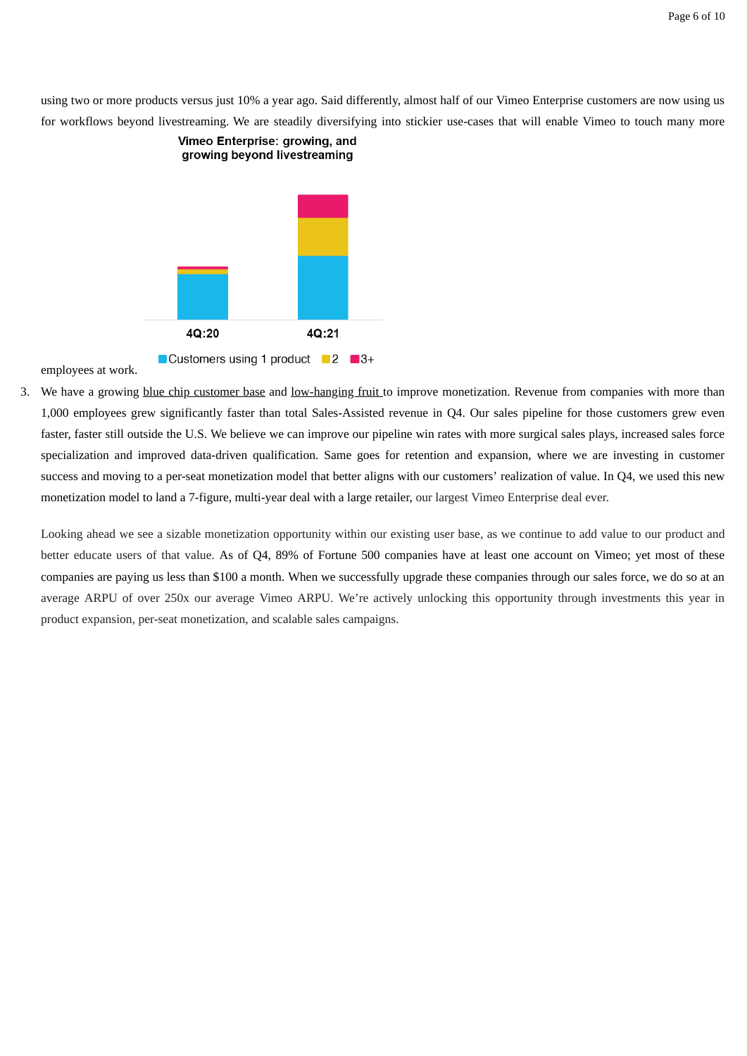using two or more products versus just 10% a year ago. Said differently, almost half of our Vimeo Enterprise customers are now using us for workflows beyond livestreaming. We are steadily diversifying into stickier use-cases that will enable Vimeo to touch many more employees at work.

**Vimeo Enterprise: growing, and growing beyond livestreaming**

4Q:20 4Q:21

Customers using 1 product 2 3+

3. We have a growing blue chip customer base and low-hanging fruit to improve monetization. Revenue from companies with more than 1,000 employees grew significantly faster than total Sales-Assisted revenue in Q4. Our sales pipeline for those customers grew even faster, faster still outside the U.S. We believe we can improve our pipeline win rates with more surgical sales plays, increased sales force specialization and improved data-driven qualification. Same goes for retention and expansion, where we are investing in customer success and moving to a per-seat monetization model that better aligns with our customers' realization of value. In Q4, we used this new monetization model to land a 7-figure, multi-year deal with a large retailer, our largest Vimeo Enterprise deal ever.

   Looking ahead we see a sizable monetization opportunity within our existing user base, as we continue to add value to our product and better educate users of that value. As of Q4, 89% of Fortune 500 companies have at least one account on Vimeo; yet most of these companies are paying us less than $100 a month. When we successfully upgrade these companies through our sales force, we do so at an average ARPU of over 250x our average Vimeo ARPU. We're actively unlocking this opportunity through investments this year in product expansion, per-seat monetization, and scalable sales campaigns.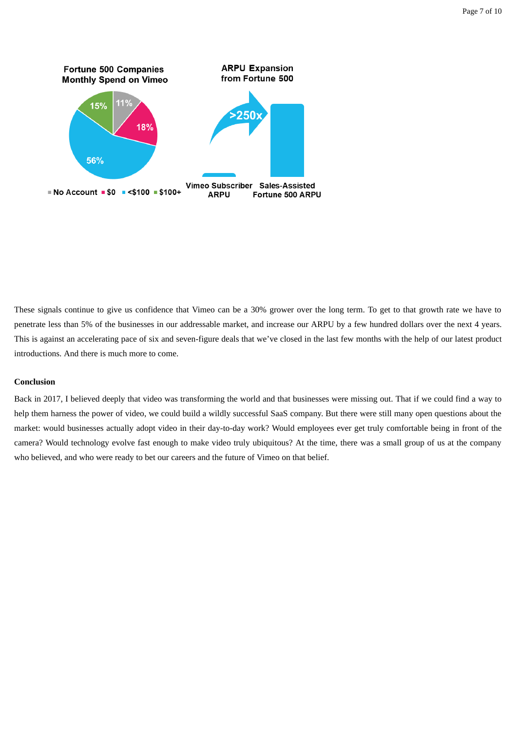Fortune 500 Companies Monthly Spend on Vimeo

- No Account: 11%
- $0: 18%
- <$100: 56%
- $100+: 15%

ARPU Expansion from Fortune 500

>250x

Vimeo Subscriber ARPU | Sales-Assisted Fortune 500 ARPU

These signals continue to give us confidence that Vimeo can be a 30% grower over the long term. To get to that growth rate we have to penetrate less than 5% of the businesses in our addressable market, and increase our ARPU by a few hundred dollars over the next 4 years. This is against an accelerating pace of six and seven-figure deals that we've closed in the last few months with the help of our latest product introductions. And there is much more to come.

**Conclusion**

Back in 2017, I believed deeply that video was transforming the world and that businesses were missing out. That if we could find a way to help them harness the power of video, we could build a wildly successful SaaS company. But there were still many open questions about the market: would businesses actually adopt video in their day-to-day work? Would employees ever get truly comfortable being in front of the camera? Would technology evolve fast enough to make video truly ubiquitous? At the time, there was a small group of us at the company who believed, and who were ready to bet our careers and the future of Vimeo on that belief.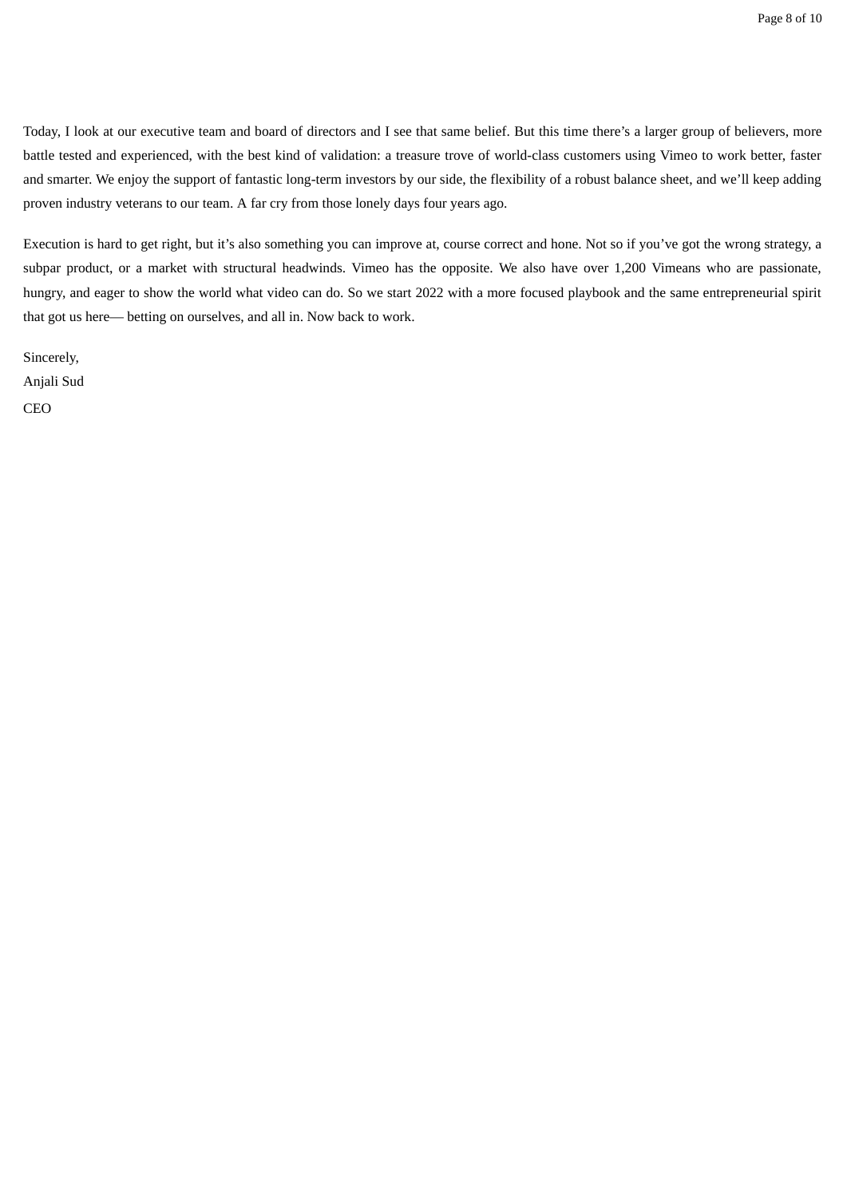Today, I look at our executive team and board of directors and I see that same belief. But this time there's a larger group of believers, more battle tested and experienced, with the best kind of validation: a treasure trove of world-class customers using Vimeo to work better, faster and smarter. We enjoy the support of fantastic long-term investors by our side, the flexibility of a robust balance sheet, and we'll keep adding proven industry veterans to our team. A far cry from those lonely days four years ago.

Execution is hard to get right, but it's also something you can improve at, course correct and hone. Not so if you've got the wrong strategy, a subpar product, or a market with structural headwinds. Vimeo has the opposite. We also have over 1,200 Vimeans who are passionate, hungry, and eager to show the world what video can do. So we start 2022 with a more focused playbook and the same entrepreneurial spirit that got us here— betting on ourselves, and all in. Now back to work.

Sincerely,

Anjali Sud

CEO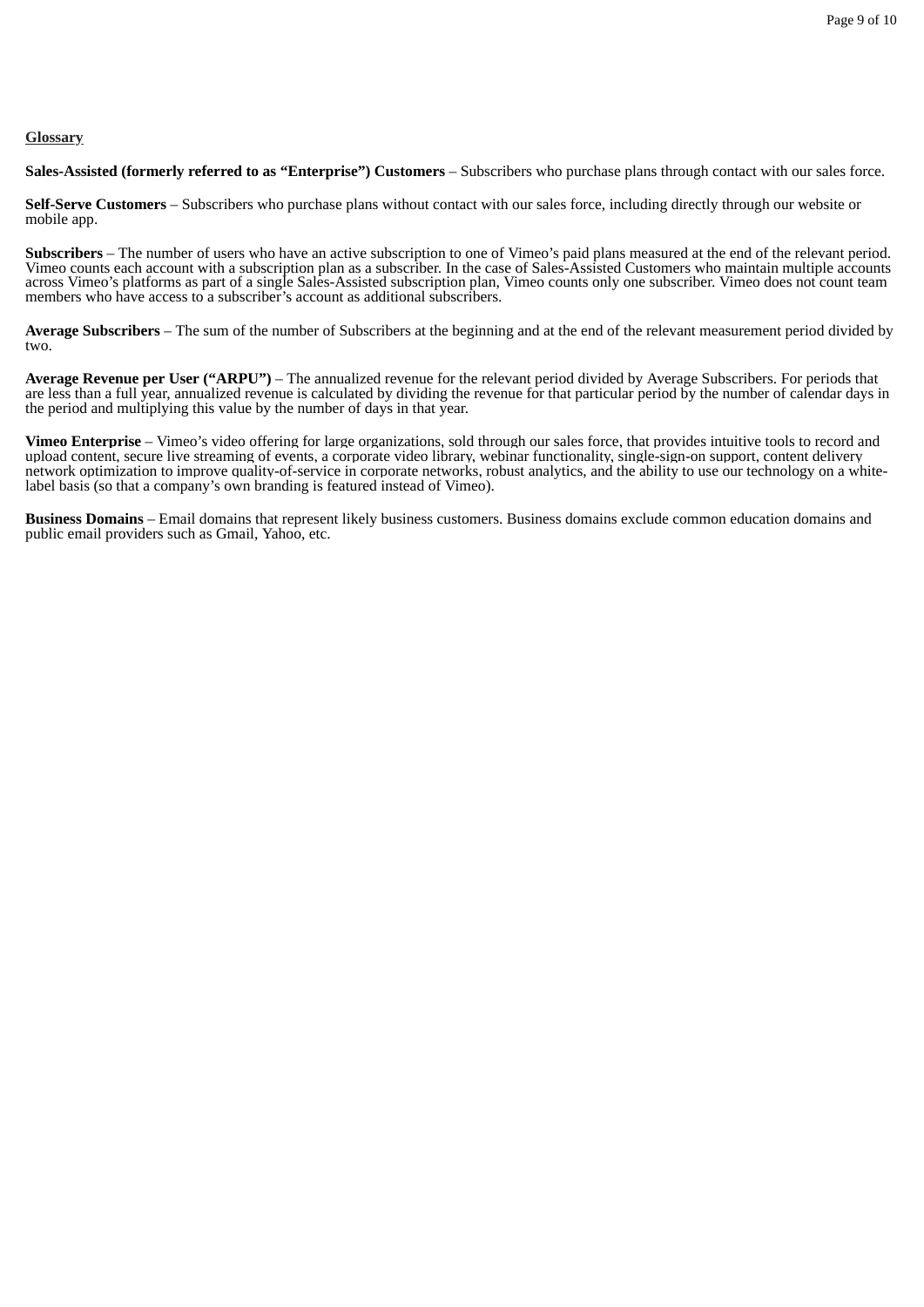## Glossary

**Sales-Assisted (formerly referred to as "Enterprise") Customers** – Subscribers who purchase plans through contact with our sales force.

**Self-Serve Customers** – Subscribers who purchase plans without contact with our sales force, including directly through our website or mobile app.

**Subscribers** – The number of users who have an active subscription to one of Vimeo's paid plans measured at the end of the relevant period. Vimeo counts each account with a subscription plan as a subscriber. In the case of Sales-Assisted Customers who maintain multiple accounts across Vimeo's platforms as part of a single Sales-Assisted subscription plan, Vimeo counts only one subscriber. Vimeo does not count team members who have access to a subscriber's account as additional subscribers.

**Average Subscribers** – The sum of the number of Subscribers at the beginning and at the end of the relevant measurement period divided by two.

**Average Revenue per User ("ARPU")** – The annualized revenue for the relevant period divided by Average Subscribers. For periods that are less than a full year, annualized revenue is calculated by dividing the revenue for that particular period by the number of calendar days in the period and multiplying this value by the number of days in that year.

**Vimeo Enterprise** – Vimeo's video offering for large organizations, sold through our sales force, that provides intuitive tools to record and upload content, secure live streaming of events, a corporate video library, webinar functionality, single-sign-on support, content delivery network optimization to improve quality-of-service in corporate networks, robust analytics, and the ability to use our technology on a white-label basis (so that a company's own branding is featured instead of Vimeo).

**Business Domains** – Email domains that represent likely business customers. Business domains exclude common education domains and public email providers such as Gmail, Yahoo, etc.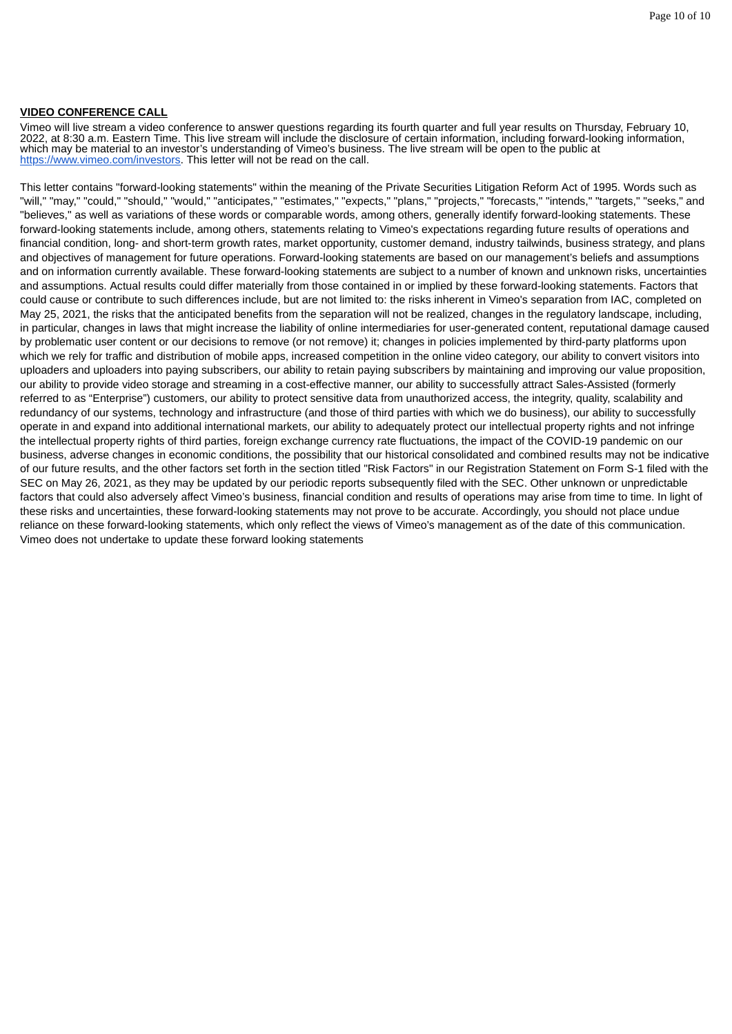**VIDEO CONFERENCE CALL**

Vimeo will live stream a video conference to answer questions regarding its fourth quarter and full year results on Thursday, February 10, 2022, at 8:30 a.m. Eastern Time. This live stream will include the disclosure of certain information, including forward-looking information, which may be material to an investor's understanding of Vimeo's business. The live stream will be open to the public at https://www.vimeo.com/investors. This letter will not be read on the call.

This letter contains "forward-looking statements" within the meaning of the Private Securities Litigation Reform Act of 1995. Words such as "will," "may," "could," "should," "would," "anticipates," "estimates," "expects," "plans," "projects," "forecasts," "intends," "targets," "seeks," and "believes," as well as variations of these words or comparable words, among others, generally identify forward-looking statements. These forward-looking statements include, among others, statements relating to Vimeo's expectations regarding future results of operations and financial condition, long- and short-term growth rates, market opportunity, customer demand, industry tailwinds, business strategy, and plans and objectives of management for future operations. Forward-looking statements are based on our management's beliefs and assumptions and on information currently available. These forward-looking statements are subject to a number of known and unknown risks, uncertainties and assumptions. Actual results could differ materially from those contained in or implied by these forward-looking statements. Factors that could cause or contribute to such differences include, but are not limited to: the risks inherent in Vimeo's separation from IAC, completed on May 25, 2021, the risks that the anticipated benefits from the separation will not be realized, changes in the regulatory landscape, including, in particular, changes in laws that might increase the liability of online intermediaries for user-generated content, reputational damage caused by problematic user content or our decisions to remove (or not remove) it; changes in policies implemented by third-party platforms upon which we rely for traffic and distribution of mobile apps, increased competition in the online video category, our ability to convert visitors into uploaders and uploaders into paying subscribers, our ability to retain paying subscribers by maintaining and improving our value proposition, our ability to provide video storage and streaming in a cost-effective manner, our ability to successfully attract Sales-Assisted (formerly referred to as "Enterprise") customers, our ability to protect sensitive data from unauthorized access, the integrity, quality, scalability and redundancy of our systems, technology and infrastructure (and those of third parties with which we do business), our ability to successfully operate in and expand into additional international markets, our ability to adequately protect our intellectual property rights and not infringe the intellectual property rights of third parties, foreign exchange currency rate fluctuations, the impact of the COVID-19 pandemic on our business, adverse changes in economic conditions, the possibility that our historical consolidated and combined results may not be indicative of our future results, and the other factors set forth in the section titled "Risk Factors" in our Registration Statement on Form S-1 filed with the SEC on May 26, 2021, as they may be updated by our periodic reports subsequently filed with the SEC. Other unknown or unpredictable factors that could also adversely affect Vimeo's business, financial condition and results of operations may arise from time to time. In light of these risks and uncertainties, these forward-looking statements may not prove to be accurate. Accordingly, you should not place undue reliance on these forward-looking statements, which only reflect the views of Vimeo's management as of the date of this communication. Vimeo does not undertake to update these forward looking statements